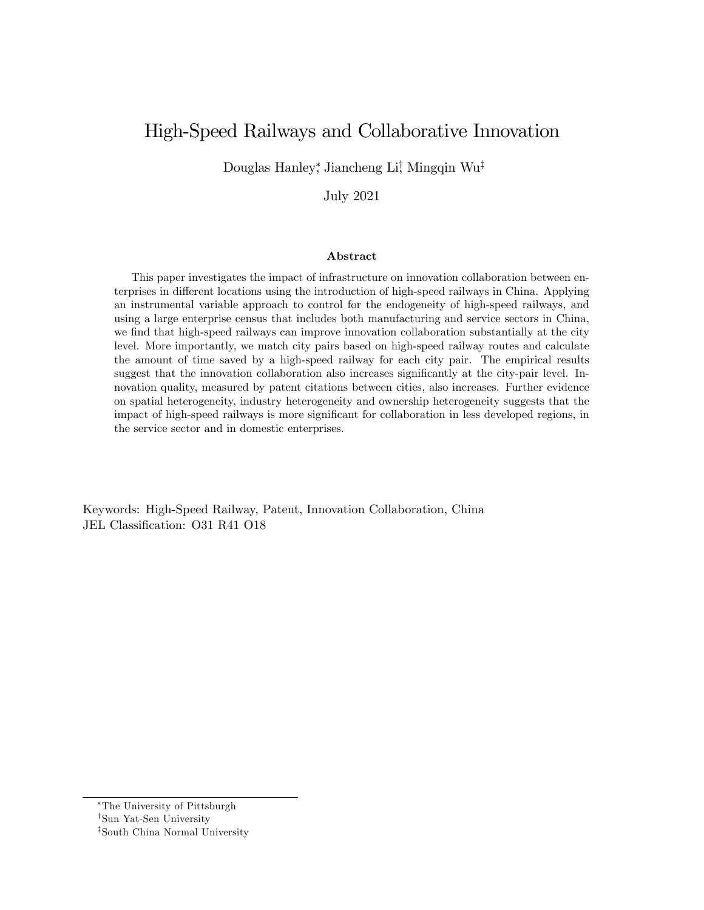# High-Speed Railways and Collaborative Innovation

Douglas Hanley[*], Jiancheng Li[†], Mingqin Wu[‡]

July 2021

### Abstract

This paper investigates the impact of infrastructure on innovation collaboration between enterprises in different locations using the introduction of high-speed railways in China. Applying an instrumental variable approach to control for the endogeneity of high-speed railways, and using a large enterprise census that includes both manufacturing and service sectors in China, we find that high-speed railways can improve innovation collaboration substantially at the city level. More importantly, we match city pairs based on high-speed railway routes and calculate the amount of time saved by a high-speed railway for each city pair. The empirical results suggest that the innovation collaboration also increases significantly at the city-pair level. Innovation quality, measured by patent citations between cities, also increases. Further evidence on spatial heterogeneity, industry heterogeneity and ownership heterogeneity suggests that the impact of high-speed railways is more significant for collaboration in less developed regions, in the service sector and in domestic enterprises.

Keywords: High-Speed Railway, Patent, Innovation Collaboration, China
JEL Classification: O31 R41 O18

---

[*] The University of Pittsburgh
[†] Sun Yat-Sen University
[‡] South China Normal University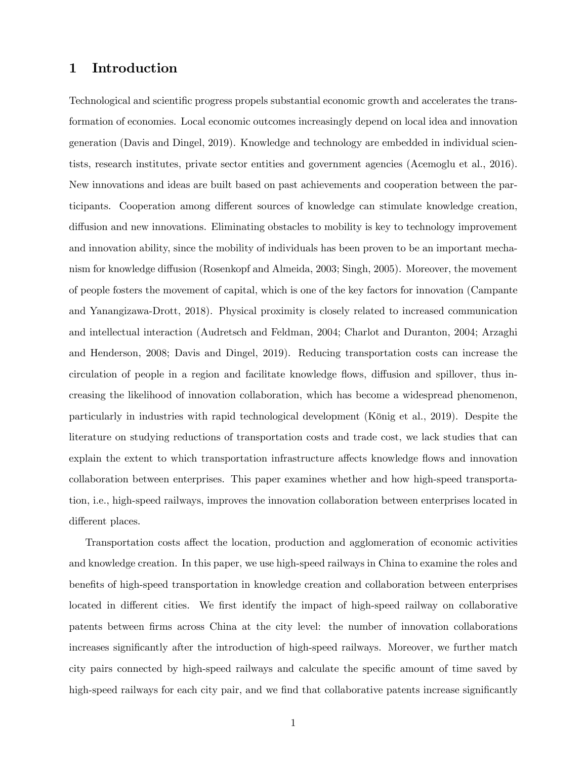# 1 Introduction

Technological and scientific progress propels substantial economic growth and accelerates the transformation of economies. Local economic outcomes increasingly depend on local idea and innovation generation (Davis and Dingel, 2019). Knowledge and technology are embedded in individual scientists, research institutes, private sector entities and government agencies (Acemoglu et al., 2016). New innovations and ideas are built based on past achievements and cooperation between the participants. Cooperation among different sources of knowledge can stimulate knowledge creation, diffusion and new innovations. Eliminating obstacles to mobility is key to technology improvement and innovation ability, since the mobility of individuals has been proven to be an important mechanism for knowledge diffusion (Rosenkopf and Almeida, 2003; Singh, 2005). Moreover, the movement of people fosters the movement of capital, which is one of the key factors for innovation (Campante and Yanangizawa-Drott, 2018). Physical proximity is closely related to increased communication and intellectual interaction (Audretsch and Feldman, 2004; Charlot and Duranton, 2004; Arzaghi and Henderson, 2008; Davis and Dingel, 2019). Reducing transportation costs can increase the circulation of people in a region and facilitate knowledge flows, diffusion and spillover, thus increasing the likelihood of innovation collaboration, which has become a widespread phenomenon, particularly in industries with rapid technological development (König et al., 2019). Despite the literature on studying reductions of transportation costs and trade cost, we lack studies that can explain the extent to which transportation infrastructure affects knowledge flows and innovation collaboration between enterprises. This paper examines whether and how high-speed transportation, i.e., high-speed railways, improves the innovation collaboration between enterprises located in different places.

Transportation costs affect the location, production and agglomeration of economic activities and knowledge creation. In this paper, we use high-speed railways in China to examine the roles and benefits of high-speed transportation in knowledge creation and collaboration between enterprises located in different cities. We first identify the impact of high-speed railway on collaborative patents between firms across China at the city level: the number of innovation collaborations increases significantly after the introduction of high-speed railways. Moreover, we further match city pairs connected by high-speed railways and calculate the specific amount of time saved by high-speed railways for each city pair, and we find that collaborative patents increase significantly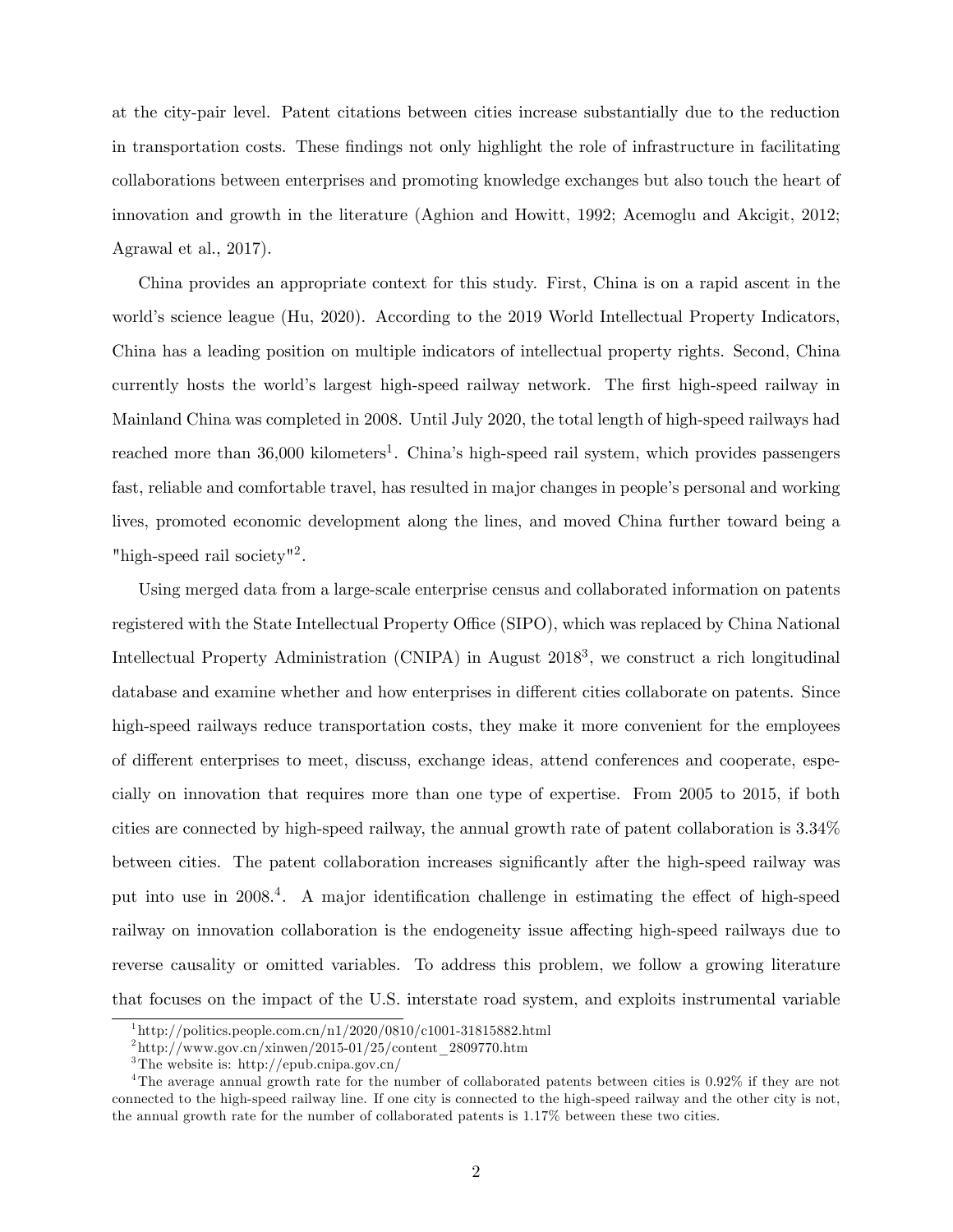at the city-pair level. Patent citations between cities increase substantially due to the reduction in transportation costs. These findings not only highlight the role of infrastructure in facilitating collaborations between enterprises and promoting knowledge exchanges but also touch the heart of innovation and growth in the literature (Aghion and Howitt, 1992; Acemoglu and Akcigit, 2012; Agrawal et al., 2017).

China provides an appropriate context for this study. First, China is on a rapid ascent in the world's science league (Hu, 2020). According to the 2019 World Intellectual Property Indicators, China has a leading position on multiple indicators of intellectual property rights. Second, China currently hosts the world's largest high-speed railway network. The first high-speed railway in Mainland China was completed in 2008. Until July 2020, the total length of high-speed railways had reached more than 36,000 kilometers[1]. China's high-speed rail system, which provides passengers fast, reliable and comfortable travel, has resulted in major changes in people's personal and working lives, promoted economic development along the lines, and moved China further toward being a "high-speed rail society"[2].

Using merged data from a large-scale enterprise census and collaborated information on patents registered with the State Intellectual Property Office (SIPO), which was replaced by China National Intellectual Property Administration (CNIPA) in August 2018[3], we construct a rich longitudinal database and examine whether and how enterprises in different cities collaborate on patents. Since high-speed railways reduce transportation costs, they make it more convenient for the employees of different enterprises to meet, discuss, exchange ideas, attend conferences and cooperate, especially on innovation that requires more than one type of expertise. From 2005 to 2015, if both cities are connected by high-speed railway, the annual growth rate of patent collaboration is 3.34% between cities. The patent collaboration increases significantly after the high-speed railway was put into use in 2008.[4]. A major identification challenge in estimating the effect of high-speed railway on innovation collaboration is the endogeneity issue affecting high-speed railways due to reverse causality or omitted variables. To address this problem, we follow a growing literature that focuses on the impact of the U.S. interstate road system, and exploits instrumental variable

---

[1] http://politics.people.com.cn/n1/2020/0810/c1001-31815882.html

[2] http://www.gov.cn/xinwen/2015-01/25/content_2809770.htm

[3] The website is: http://epub.cnipa.gov.cn/

[4] The average annual growth rate for the number of collaborated patents between cities is 0.92% if they are not connected to the high-speed railway line. If one city is connected to the high-speed railway and the other city is not, the annual growth rate for the number of collaborated patents is 1.17% between these two cities.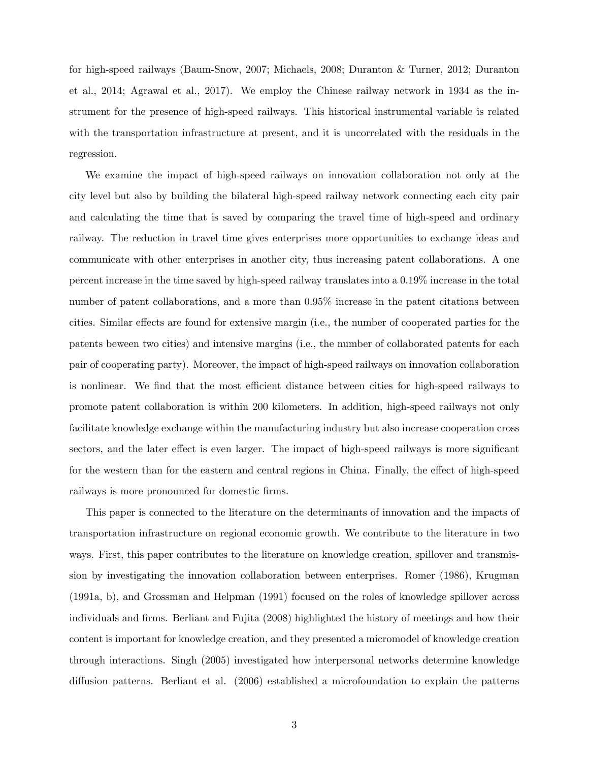for high-speed railways (Baum-Snow, 2007; Michaels, 2008; Duranton & Turner, 2012; Duranton et al., 2014; Agrawal et al., 2017). We employ the Chinese railway network in 1934 as the instrument for the presence of high-speed railways. This historical instrumental variable is related with the transportation infrastructure at present, and it is uncorrelated with the residuals in the regression.

We examine the impact of high-speed railways on innovation collaboration not only at the city level but also by building the bilateral high-speed railway network connecting each city pair and calculating the time that is saved by comparing the travel time of high-speed and ordinary railway. The reduction in travel time gives enterprises more opportunities to exchange ideas and communicate with other enterprises in another city, thus increasing patent collaborations. A one percent increase in the time saved by high-speed railway translates into a 0.19% increase in the total number of patent collaborations, and a more than 0.95% increase in the patent citations between cities. Similar effects are found for extensive margin (i.e., the number of cooperated parties for the patents beween two cities) and intensive margins (i.e., the number of collaborated patents for each pair of cooperating party). Moreover, the impact of high-speed railways on innovation collaboration is nonlinear. We find that the most efficient distance between cities for high-speed railways to promote patent collaboration is within 200 kilometers. In addition, high-speed railways not only facilitate knowledge exchange within the manufacturing industry but also increase cooperation cross sectors, and the later effect is even larger. The impact of high-speed railways is more significant for the western than for the eastern and central regions in China. Finally, the effect of high-speed railways is more pronounced for domestic firms.

This paper is connected to the literature on the determinants of innovation and the impacts of transportation infrastructure on regional economic growth. We contribute to the literature in two ways. First, this paper contributes to the literature on knowledge creation, spillover and transmission by investigating the innovation collaboration between enterprises. Romer (1986), Krugman (1991a, b), and Grossman and Helpman (1991) focused on the roles of knowledge spillover across individuals and firms. Berliant and Fujita (2008) highlighted the history of meetings and how their content is important for knowledge creation, and they presented a micromodel of knowledge creation through interactions. Singh (2005) investigated how interpersonal networks determine knowledge diffusion patterns. Berliant et al. (2006) established a microfoundation to explain the patterns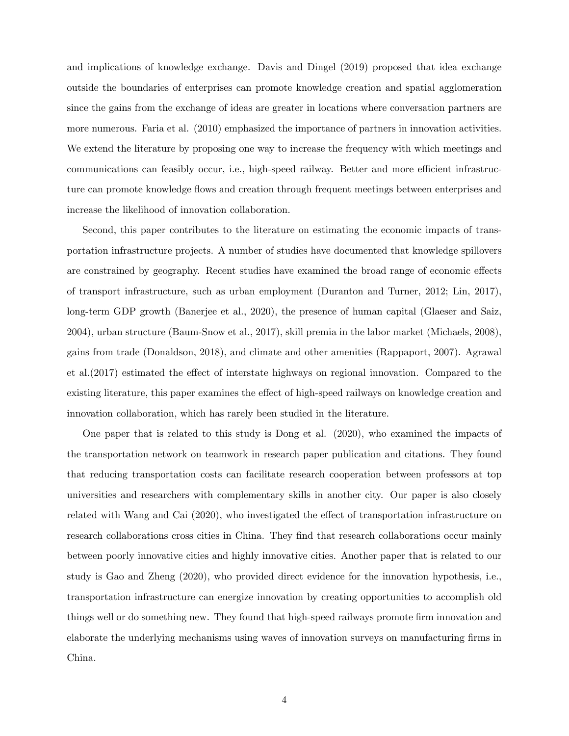and implications of knowledge exchange. Davis and Dingel (2019) proposed that idea exchange outside the boundaries of enterprises can promote knowledge creation and spatial agglomeration since the gains from the exchange of ideas are greater in locations where conversation partners are more numerous. Faria et al. (2010) emphasized the importance of partners in innovation activities. We extend the literature by proposing one way to increase the frequency with which meetings and communications can feasibly occur, i.e., high-speed railway. Better and more efficient infrastructure can promote knowledge flows and creation through frequent meetings between enterprises and increase the likelihood of innovation collaboration.

Second, this paper contributes to the literature on estimating the economic impacts of transportation infrastructure projects. A number of studies have documented that knowledge spillovers are constrained by geography. Recent studies have examined the broad range of economic effects of transport infrastructure, such as urban employment (Duranton and Turner, 2012; Lin, 2017), long-term GDP growth (Banerjee et al., 2020), the presence of human capital (Glaeser and Saiz, 2004), urban structure (Baum-Snow et al., 2017), skill premia in the labor market (Michaels, 2008), gains from trade (Donaldson, 2018), and climate and other amenities (Rappaport, 2007). Agrawal et al.(2017) estimated the effect of interstate highways on regional innovation. Compared to the existing literature, this paper examines the effect of high-speed railways on knowledge creation and innovation collaboration, which has rarely been studied in the literature.

One paper that is related to this study is Dong et al. (2020), who examined the impacts of the transportation network on teamwork in research paper publication and citations. They found that reducing transportation costs can facilitate research cooperation between professors at top universities and researchers with complementary skills in another city. Our paper is also closely related with Wang and Cai (2020), who investigated the effect of transportation infrastructure on research collaborations cross cities in China. They find that research collaborations occur mainly between poorly innovative cities and highly innovative cities. Another paper that is related to our study is Gao and Zheng (2020), who provided direct evidence for the innovation hypothesis, i.e., transportation infrastructure can energize innovation by creating opportunities to accomplish old things well or do something new. They found that high-speed railways promote firm innovation and elaborate the underlying mechanisms using waves of innovation surveys on manufacturing firms in China.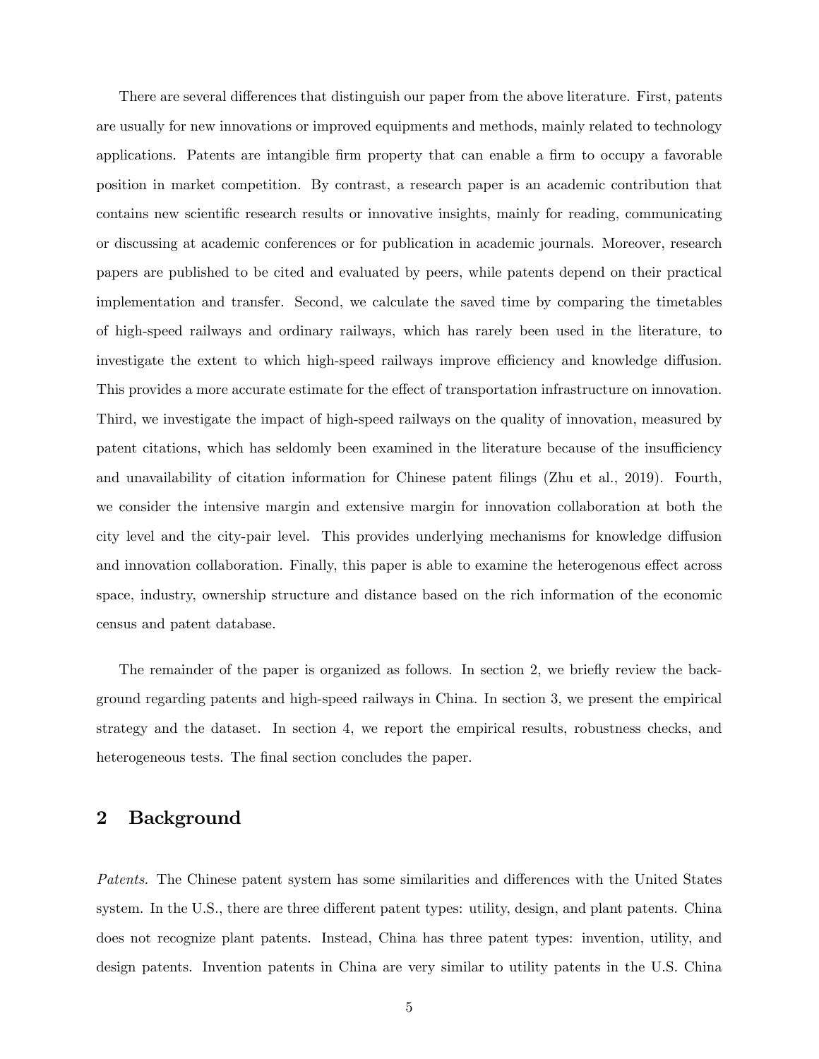There are several differences that distinguish our paper from the above literature. First, patents are usually for new innovations or improved equipments and methods, mainly related to technology applications. Patents are intangible firm property that can enable a firm to occupy a favorable position in market competition. By contrast, a research paper is an academic contribution that contains new scientific research results or innovative insights, mainly for reading, communicating or discussing at academic conferences or for publication in academic journals. Moreover, research papers are published to be cited and evaluated by peers, while patents depend on their practical implementation and transfer. Second, we calculate the saved time by comparing the timetables of high-speed railways and ordinary railways, which has rarely been used in the literature, to investigate the extent to which high-speed railways improve efficiency and knowledge diffusion. This provides a more accurate estimate for the effect of transportation infrastructure on innovation. Third, we investigate the impact of high-speed railways on the quality of innovation, measured by patent citations, which has seldomly been examined in the literature because of the insufficiency and unavailability of citation information for Chinese patent filings (Zhu et al., 2019). Fourth, we consider the intensive margin and extensive margin for innovation collaboration at both the city level and the city-pair level. This provides underlying mechanisms for knowledge diffusion and innovation collaboration. Finally, this paper is able to examine the heterogenous effect across space, industry, ownership structure and distance based on the rich information of the economic census and patent database.

The remainder of the paper is organized as follows. In section 2, we briefly review the background regarding patents and high-speed railways in China. In section 3, we present the empirical strategy and the dataset. In section 4, we report the empirical results, robustness checks, and heterogeneous tests. The final section concludes the paper.

## 2 Background

*Patents.* The Chinese patent system has some similarities and differences with the United States system. In the U.S., there are three different patent types: utility, design, and plant patents. China does not recognize plant patents. Instead, China has three patent types: invention, utility, and design patents. Invention patents in China are very similar to utility patents in the U.S. China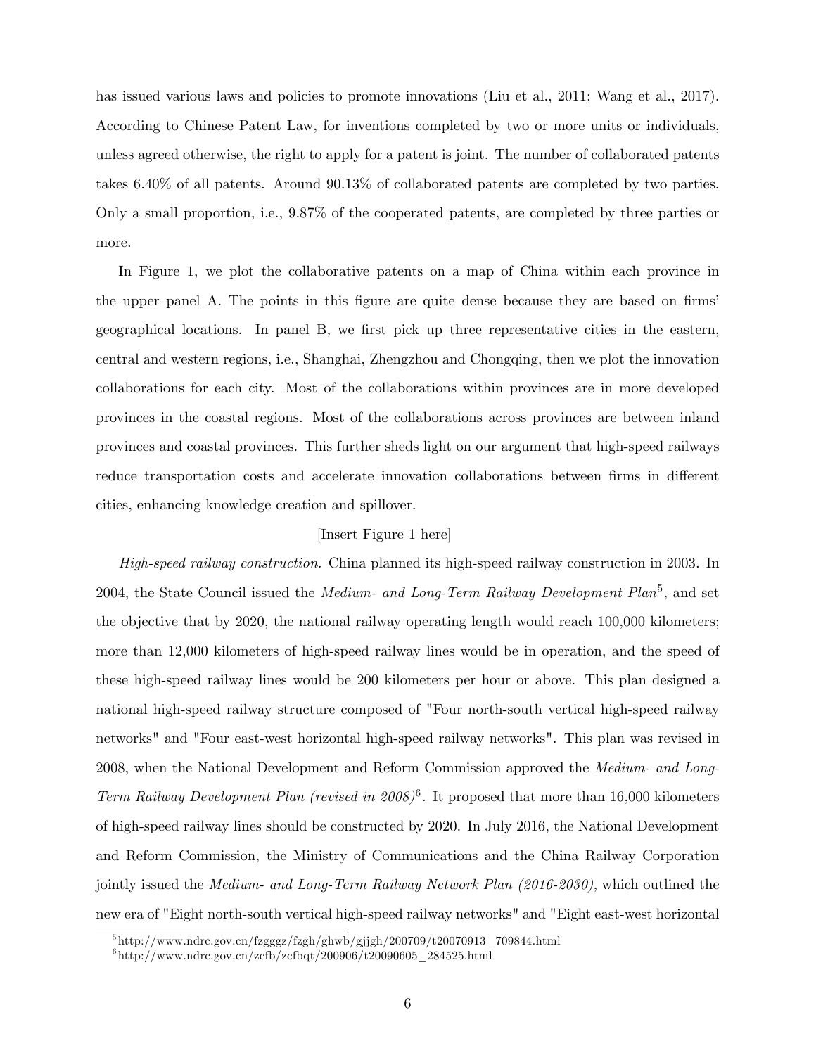has issued various laws and policies to promote innovations (Liu et al., 2011; Wang et al., 2017). According to Chinese Patent Law, for inventions completed by two or more units or individuals, unless agreed otherwise, the right to apply for a patent is joint. The number of collaborated patents takes 6.40% of all patents. Around 90.13% of collaborated patents are completed by two parties. Only a small proportion, i.e., 9.87% of the cooperated patents, are completed by three parties or more.

In Figure 1, we plot the collaborative patents on a map of China within each province in the upper panel A. The points in this figure are quite dense because they are based on firms' geographical locations. In panel B, we first pick up three representative cities in the eastern, central and western regions, i.e., Shanghai, Zhengzhou and Chongqing, then we plot the innovation collaborations for each city. Most of the collaborations within provinces are in more developed provinces in the coastal regions. Most of the collaborations across provinces are between inland provinces and coastal provinces. This further sheds light on our argument that high-speed railways reduce transportation costs and accelerate innovation collaborations between firms in different cities, enhancing knowledge creation and spillover.

[Insert Figure 1 here]

*High-speed railway construction.* China planned its high-speed railway construction in 2003. In 2004, the State Council issued the *Medium- and Long-Term Railway Development Plan*[5], and set the objective that by 2020, the national railway operating length would reach 100,000 kilometers; more than 12,000 kilometers of high-speed railway lines would be in operation, and the speed of these high-speed railway lines would be 200 kilometers per hour or above. This plan designed a national high-speed railway structure composed of "Four north-south vertical high-speed railway networks" and "Four east-west horizontal high-speed railway networks". This plan was revised in 2008, when the National Development and Reform Commission approved the *Medium- and Long-Term Railway Development Plan (revised in 2008)*[6]. It proposed that more than 16,000 kilometers of high-speed railway lines should be constructed by 2020. In July 2016, the National Development and Reform Commission, the Ministry of Communications and the China Railway Corporation jointly issued the *Medium- and Long-Term Railway Network Plan (2016-2030)*, which outlined the new era of "Eight north-south vertical high-speed railway networks" and "Eight east-west horizontal

[5] http://www.ndrc.gov.cn/fzgggz/fzgh/ghwb/gjjgh/200709/t20070913_709844.html

[6] http://www.ndrc.gov.cn/zcfb/zcfbqt/200906/t20090605_284525.html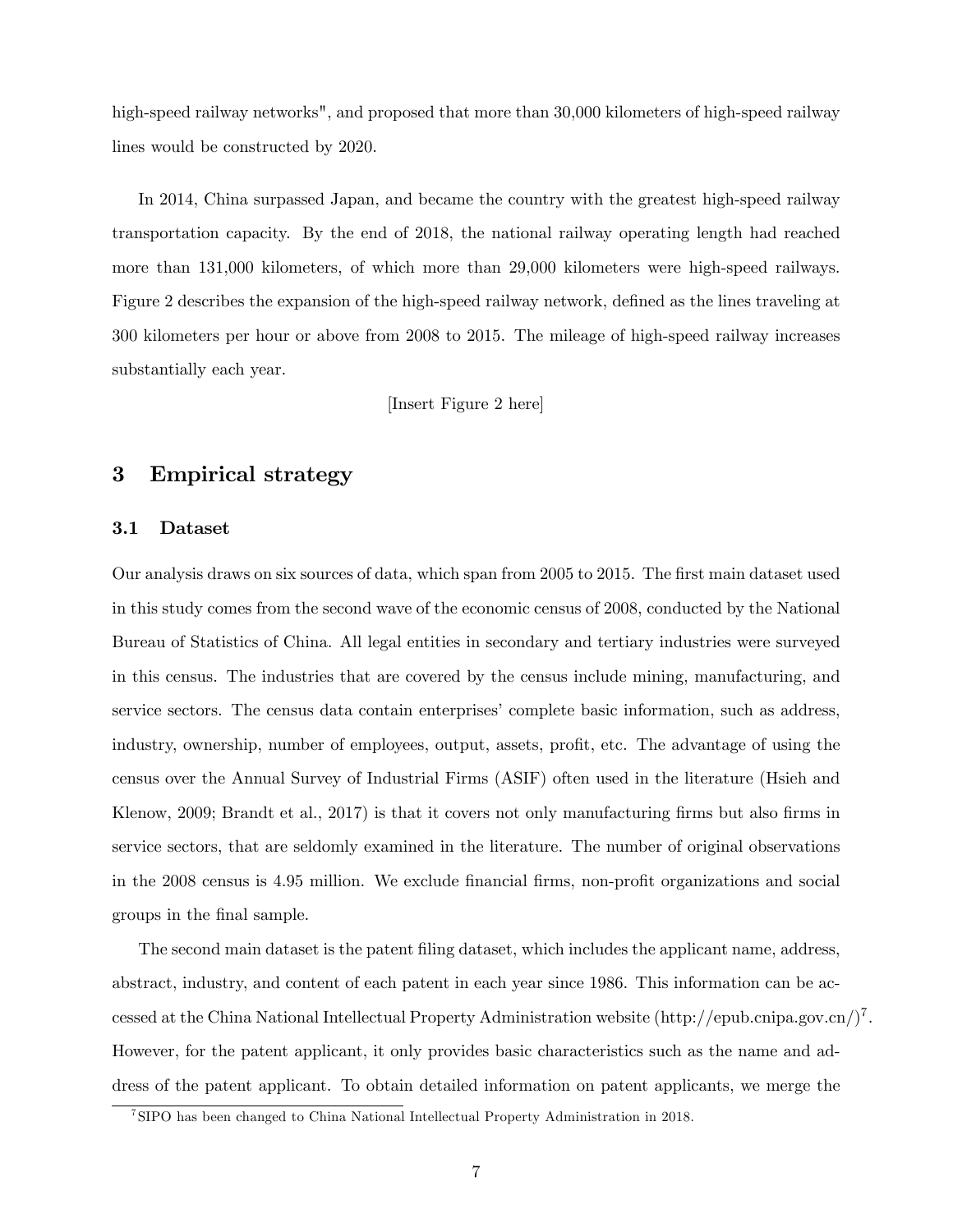high-speed railway networks", and proposed that more than 30,000 kilometers of high-speed railway lines would be constructed by 2020.

In 2014, China surpassed Japan, and became the country with the greatest high-speed railway transportation capacity. By the end of 2018, the national railway operating length had reached more than 131,000 kilometers, of which more than 29,000 kilometers were high-speed railways. Figure 2 describes the expansion of the high-speed railway network, defined as the lines traveling at 300 kilometers per hour or above from 2008 to 2015. The mileage of high-speed railway increases substantially each year.

[Insert Figure 2 here]

## 3 Empirical strategy

### 3.1 Dataset

Our analysis draws on six sources of data, which span from 2005 to 2015. The first main dataset used in this study comes from the second wave of the economic census of 2008, conducted by the National Bureau of Statistics of China. All legal entities in secondary and tertiary industries were surveyed in this census. The industries that are covered by the census include mining, manufacturing, and service sectors. The census data contain enterprises' complete basic information, such as address, industry, ownership, number of employees, output, assets, profit, etc. The advantage of using the census over the Annual Survey of Industrial Firms (ASIF) often used in the literature (Hsieh and Klenow, 2009; Brandt et al., 2017) is that it covers not only manufacturing firms but also firms in service sectors, that are seldomly examined in the literature. The number of original observations in the 2008 census is 4.95 million. We exclude financial firms, non-profit organizations and social groups in the final sample.

The second main dataset is the patent filing dataset, which includes the applicant name, address, abstract, industry, and content of each patent in each year since 1986. This information can be accessed at the China National Intellectual Property Administration website (http://epub.cnipa.gov.cn/)[7]. However, for the patent applicant, it only provides basic characteristics such as the name and address of the patent applicant. To obtain detailed information on patent applicants, we merge the

[7] SIPO has been changed to China National Intellectual Property Administration in 2018.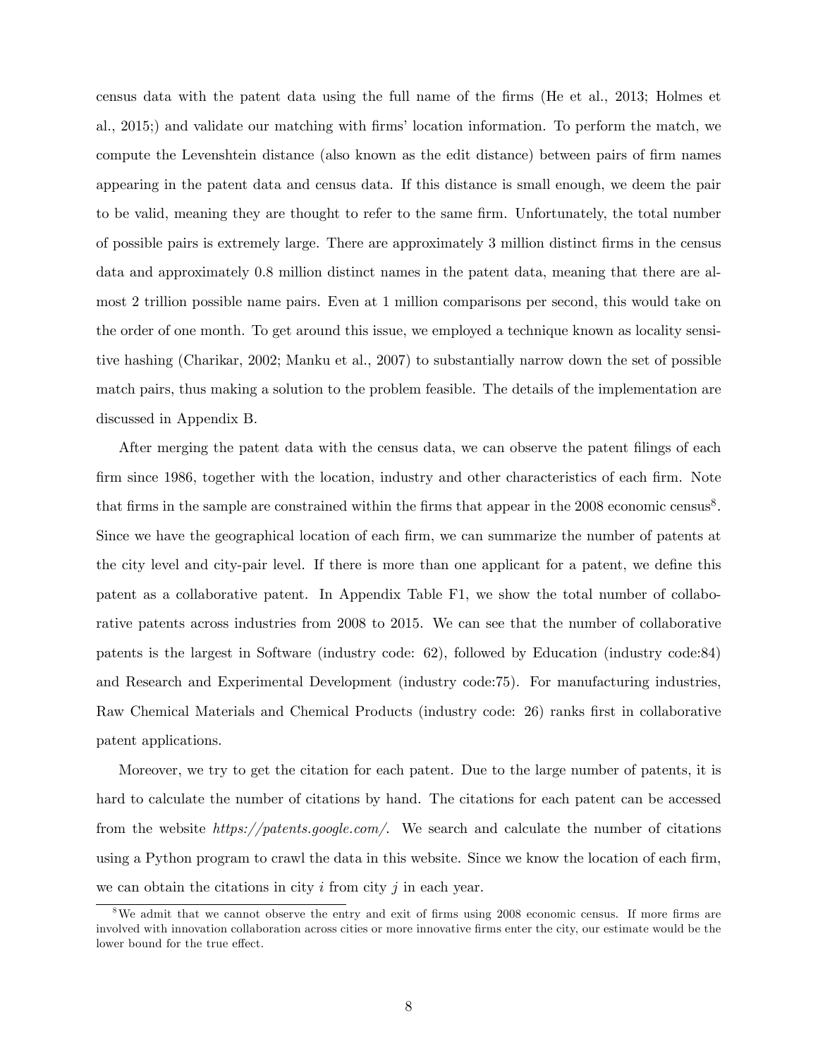census data with the patent data using the full name of the firms (He et al., 2013; Holmes et al., 2015;) and validate our matching with firms' location information. To perform the match, we compute the Levenshtein distance (also known as the edit distance) between pairs of firm names appearing in the patent data and census data. If this distance is small enough, we deem the pair to be valid, meaning they are thought to refer to the same firm. Unfortunately, the total number of possible pairs is extremely large. There are approximately 3 million distinct firms in the census data and approximately 0.8 million distinct names in the patent data, meaning that there are almost 2 trillion possible name pairs. Even at 1 million comparisons per second, this would take on the order of one month. To get around this issue, we employed a technique known as locality sensitive hashing (Charikar, 2002; Manku et al., 2007) to substantially narrow down the set of possible match pairs, thus making a solution to the problem feasible. The details of the implementation are discussed in Appendix B.

After merging the patent data with the census data, we can observe the patent filings of each firm since 1986, together with the location, industry and other characteristics of each firm. Note that firms in the sample are constrained within the firms that appear in the 2008 economic census[8]. Since we have the geographical location of each firm, we can summarize the number of patents at the city level and city-pair level. If there is more than one applicant for a patent, we define this patent as a collaborative patent. In Appendix Table F1, we show the total number of collaborative patents across industries from 2008 to 2015. We can see that the number of collaborative patents is the largest in Software (industry code: 62), followed by Education (industry code:84) and Research and Experimental Development (industry code:75). For manufacturing industries, Raw Chemical Materials and Chemical Products (industry code: 26) ranks first in collaborative patent applications.

Moreover, we try to get the citation for each patent. Due to the large number of patents, it is hard to calculate the number of citations by hand. The citations for each patent can be accessed from the website *https://patents.google.com/*. We search and calculate the number of citations using a Python program to crawl the data in this website. Since we know the location of each firm, we can obtain the citations in city $i$ from city $j$ in each year.

[8] We admit that we cannot observe the entry and exit of firms using 2008 economic census. If more firms are involved with innovation collaboration across cities or more innovative firms enter the city, our estimate would be the lower bound for the true effect.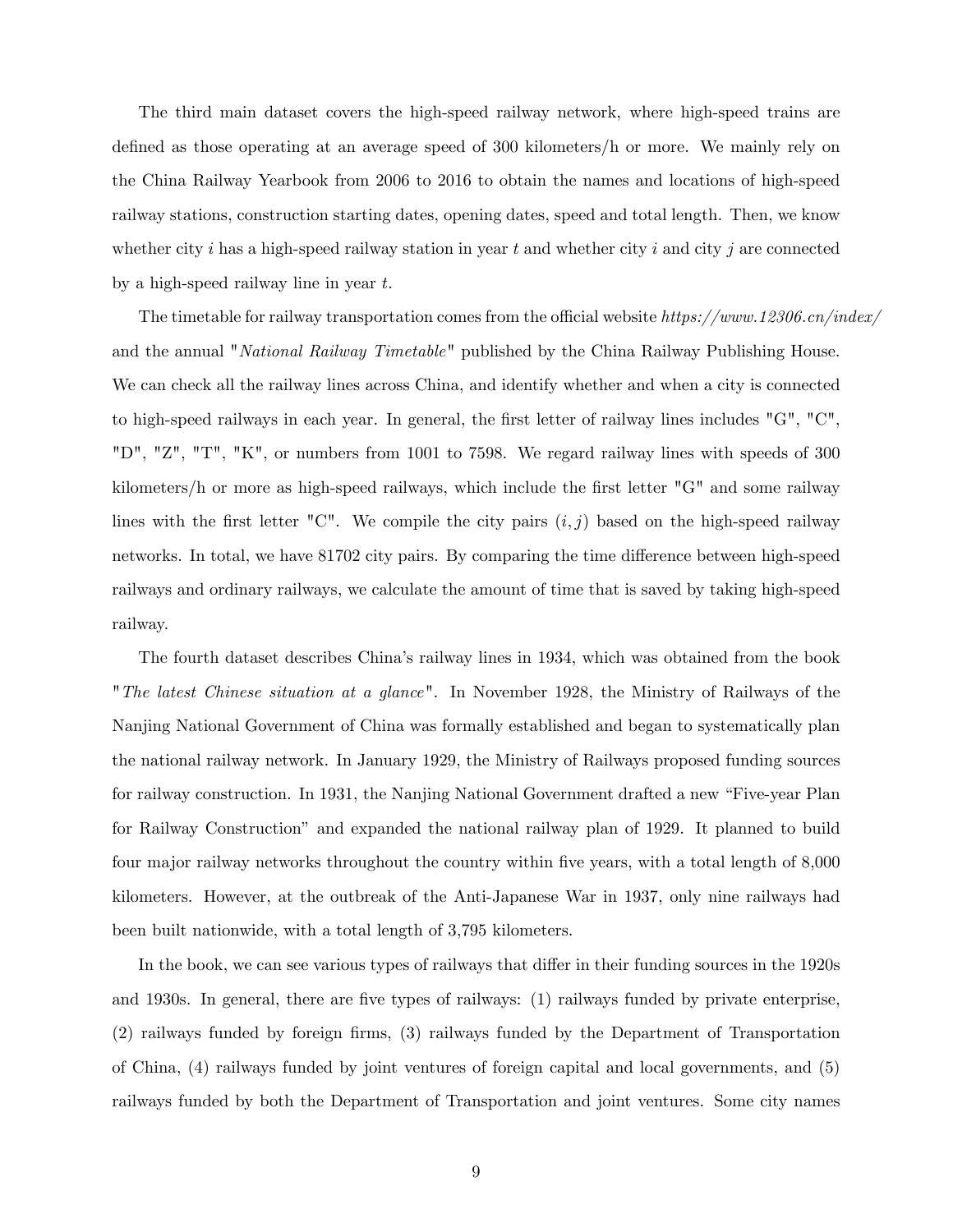The third main dataset covers the high-speed railway network, where high-speed trains are defined as those operating at an average speed of 300 kilometers/h or more. We mainly rely on the China Railway Yearbook from 2006 to 2016 to obtain the names and locations of high-speed railway stations, construction starting dates, opening dates, speed and total length. Then, we know whether city $i$ has a high-speed railway station in year $t$ and whether city $i$ and city $j$ are connected by a high-speed railway line in year $t$.

The timetable for railway transportation comes from the official website *https://www.12306.cn/index/* and the annual "*National Railway Timetable*" published by the China Railway Publishing House. We can check all the railway lines across China, and identify whether and when a city is connected to high-speed railways in each year. In general, the first letter of railway lines includes "G", "C", "D", "Z", "T", "K", or numbers from 1001 to 7598. We regard railway lines with speeds of 300 kilometers/h or more as high-speed railways, which include the first letter "G" and some railway lines with the first letter "C". We compile the city pairs $(i, j)$ based on the high-speed railway networks. In total, we have 81702 city pairs. By comparing the time difference between high-speed railways and ordinary railways, we calculate the amount of time that is saved by taking high-speed railway.

The fourth dataset describes China's railway lines in 1934, which was obtained from the book "*The latest Chinese situation at a glance*". In November 1928, the Ministry of Railways of the Nanjing National Government of China was formally established and began to systematically plan the national railway network. In January 1929, the Ministry of Railways proposed funding sources for railway construction. In 1931, the Nanjing National Government drafted a new "Five-year Plan for Railway Construction" and expanded the national railway plan of 1929. It planned to build four major railway networks throughout the country within five years, with a total length of 8,000 kilometers. However, at the outbreak of the Anti-Japanese War in 1937, only nine railways had been built nationwide, with a total length of 3,795 kilometers.

In the book, we can see various types of railways that differ in their funding sources in the 1920s and 1930s. In general, there are five types of railways: (1) railways funded by private enterprise, (2) railways funded by foreign firms, (3) railways funded by the Department of Transportation of China, (4) railways funded by joint ventures of foreign capital and local governments, and (5) railways funded by both the Department of Transportation and joint ventures. Some city names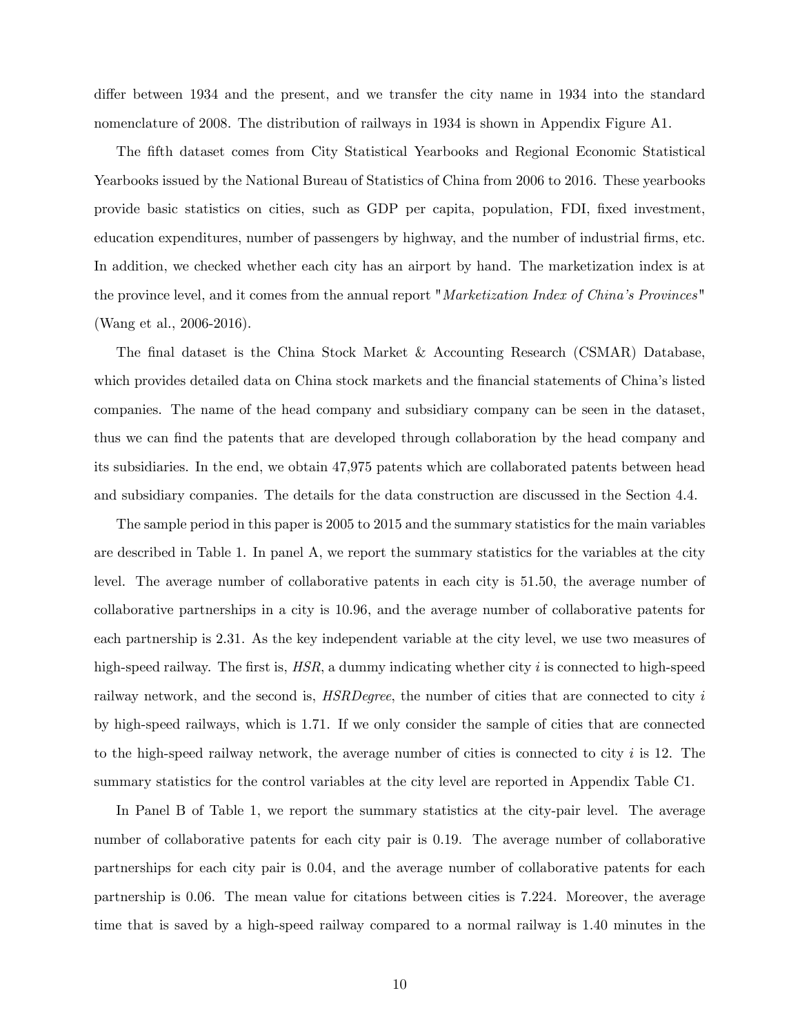differ between 1934 and the present, and we transfer the city name in 1934 into the standard nomenclature of 2008. The distribution of railways in 1934 is shown in Appendix Figure A1.

The fifth dataset comes from City Statistical Yearbooks and Regional Economic Statistical Yearbooks issued by the National Bureau of Statistics of China from 2006 to 2016. These yearbooks provide basic statistics on cities, such as GDP per capita, population, FDI, fixed investment, education expenditures, number of passengers by highway, and the number of industrial firms, etc. In addition, we checked whether each city has an airport by hand. The marketization index is at the province level, and it comes from the annual report "*Marketization Index of China's Provinces*" (Wang et al., 2006-2016).

The final dataset is the China Stock Market & Accounting Research (CSMAR) Database, which provides detailed data on China stock markets and the financial statements of China's listed companies. The name of the head company and subsidiary company can be seen in the dataset, thus we can find the patents that are developed through collaboration by the head company and its subsidiaries. In the end, we obtain 47,975 patents which are collaborated patents between head and subsidiary companies. The details for the data construction are discussed in the Section 4.4.

The sample period in this paper is 2005 to 2015 and the summary statistics for the main variables are described in Table 1. In panel A, we report the summary statistics for the variables at the city level. The average number of collaborative patents in each city is 51.50, the average number of collaborative partnerships in a city is 10.96, and the average number of collaborative patents for each partnership is 2.31. As the key independent variable at the city level, we use two measures of high-speed railway. The first is, *HSR*, a dummy indicating whether city $i$ is connected to high-speed railway network, and the second is, *HSRDegree*, the number of cities that are connected to city $i$ by high-speed railways, which is 1.71. If we only consider the sample of cities that are connected to the high-speed railway network, the average number of cities is connected to city $i$ is 12. The summary statistics for the control variables at the city level are reported in Appendix Table C1.

In Panel B of Table 1, we report the summary statistics at the city-pair level. The average number of collaborative patents for each city pair is 0.19. The average number of collaborative partnerships for each city pair is 0.04, and the average number of collaborative patents for each partnership is 0.06. The mean value for citations between cities is 7.224. Moreover, the average time that is saved by a high-speed railway compared to a normal railway is 1.40 minutes in the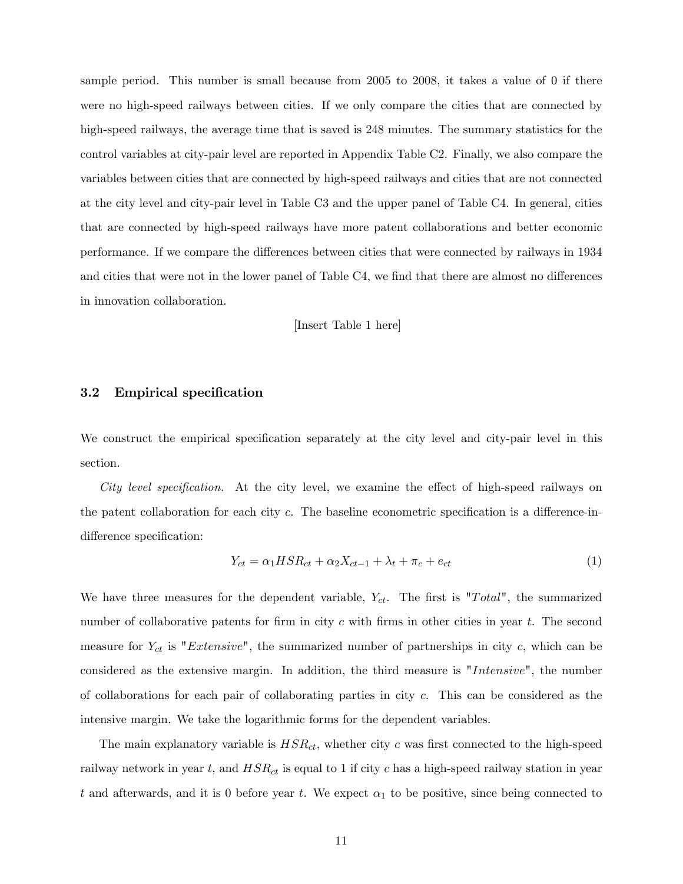sample period. This number is small because from 2005 to 2008, it takes a value of 0 if there were no high-speed railways between cities. If we only compare the cities that are connected by high-speed railways, the average time that is saved is 248 minutes. The summary statistics for the control variables at city-pair level are reported in Appendix Table C2. Finally, we also compare the variables between cities that are connected by high-speed railways and cities that are not connected at the city level and city-pair level in Table C3 and the upper panel of Table C4. In general, cities that are connected by high-speed railways have more patent collaborations and better economic performance. If we compare the differences between cities that were connected by railways in 1934 and cities that were not in the lower panel of Table C4, we find that there are almost no differences in innovation collaboration.

[Insert Table 1 here]

### 3.2 Empirical specification

We construct the empirical specification separately at the city level and city-pair level in this section.

*City level specification.* At the city level, we examine the effect of high-speed railways on the patent collaboration for each city $c$. The baseline econometric specification is a difference-in-difference specification:

$$Y_{ct} = \alpha_1 HSR_{ct} + \alpha_2 X_{ct-1} + \lambda_t + \pi_c + e_{ct} \tag{1}$$

We have three measures for the dependent variable, $Y_{ct}$. The first is "$Total$", the summarized number of collaborative patents for firm in city $c$ with firms in other cities in year $t$. The second measure for $Y_{ct}$ is "$Extensive$", the summarized number of partnerships in city $c$, which can be considered as the extensive margin. In addition, the third measure is "$Intensive$", the number of collaborations for each pair of collaborating parties in city $c$. This can be considered as the intensive margin. We take the logarithmic forms for the dependent variables.

The main explanatory variable is $HSR_{ct}$, whether city $c$ was first connected to the high-speed railway network in year $t$, and $HSR_{ct}$ is equal to 1 if city $c$ has a high-speed railway station in year $t$ and afterwards, and it is 0 before year $t$. We expect $\alpha_1$ to be positive, since being connected to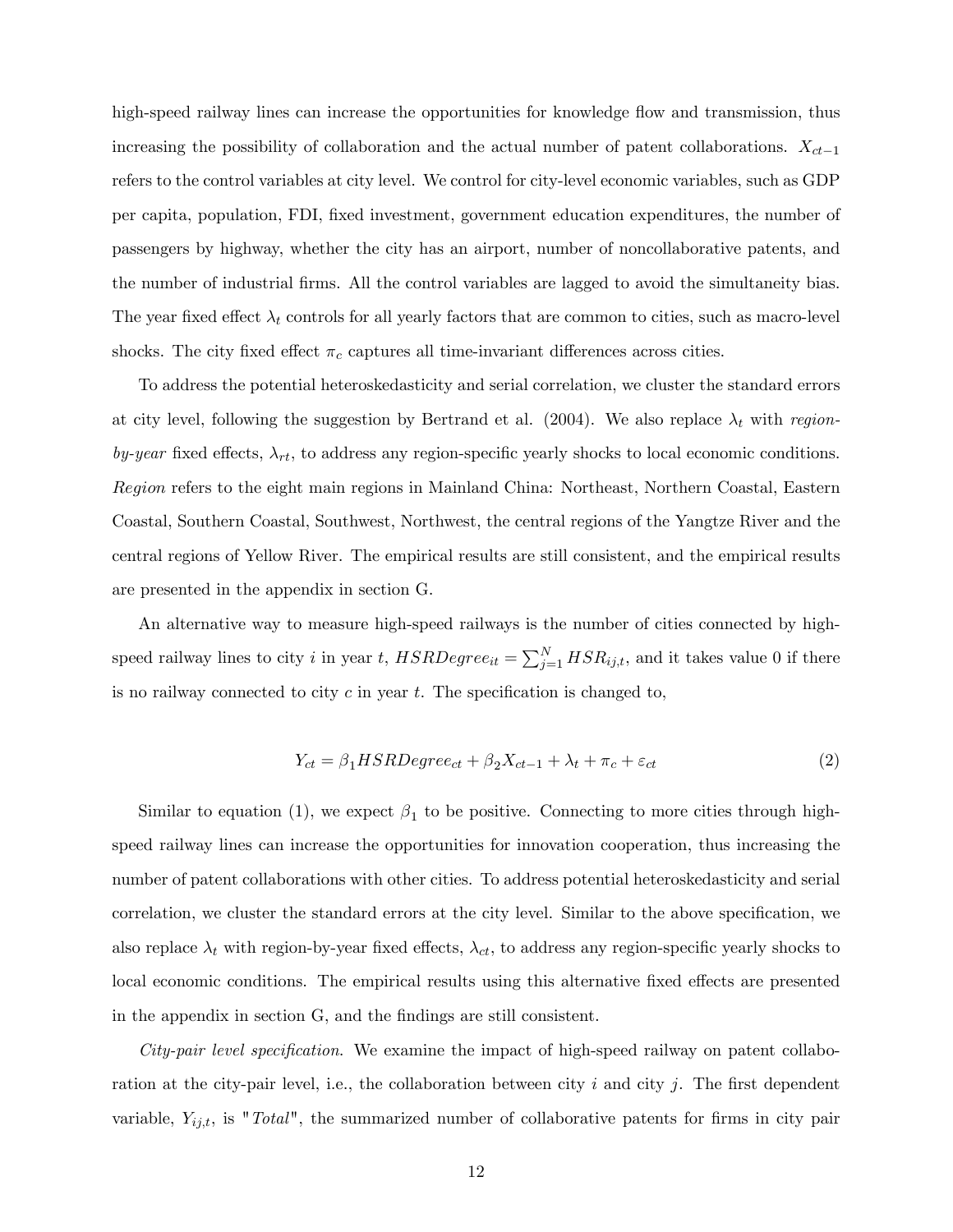high-speed railway lines can increase the opportunities for knowledge flow and transmission, thus increasing the possibility of collaboration and the actual number of patent collaborations. $X_{ct-1}$ refers to the control variables at city level. We control for city-level economic variables, such as GDP per capita, population, FDI, fixed investment, government education expenditures, the number of passengers by highway, whether the city has an airport, number of noncollaborative patents, and the number of industrial firms. All the control variables are lagged to avoid the simultaneity bias. The year fixed effect $\lambda_t$ controls for all yearly factors that are common to cities, such as macro-level shocks. The city fixed effect $\pi_c$ captures all time-invariant differences across cities.

To address the potential heteroskedasticity and serial correlation, we cluster the standard errors at city level, following the suggestion by Bertrand et al. (2004). We also replace $\lambda_t$ with *region-by-year* fixed effects, $\lambda_{rt}$, to address any region-specific yearly shocks to local economic conditions. *Region* refers to the eight main regions in Mainland China: Northeast, Northern Coastal, Eastern Coastal, Southern Coastal, Southwest, Northwest, the central regions of the Yangtze River and the central regions of Yellow River. The empirical results are still consistent, and the empirical results are presented in the appendix in section G.

An alternative way to measure high-speed railways is the number of cities connected by high-speed railway lines to city $i$ in year $t$, $HSRDegree_{it} = \sum_{j=1}^{N} HSR_{ij,t}$, and it takes value 0 if there is no railway connected to city $c$ in year $t$. The specification is changed to,

$$Y_{ct} = \beta_1 HSRDegree_{ct} + \beta_2 X_{ct-1} + \lambda_t + \pi_c + \varepsilon_{ct} \tag{2}$$

Similar to equation (1), we expect $\beta_1$ to be positive. Connecting to more cities through high-speed railway lines can increase the opportunities for innovation cooperation, thus increasing the number of patent collaborations with other cities. To address potential heteroskedasticity and serial correlation, we cluster the standard errors at the city level. Similar to the above specification, we also replace $\lambda_t$ with region-by-year fixed effects, $\lambda_{ct}$, to address any region-specific yearly shocks to local economic conditions. The empirical results using this alternative fixed effects are presented in the appendix in section G, and the findings are still consistent.

*City-pair level specification.* We examine the impact of high-speed railway on patent collaboration at the city-pair level, i.e., the collaboration between city $i$ and city $j$. The first dependent variable, $Y_{ij,t}$, is "*Total*", the summarized number of collaborative patents for firms in city pair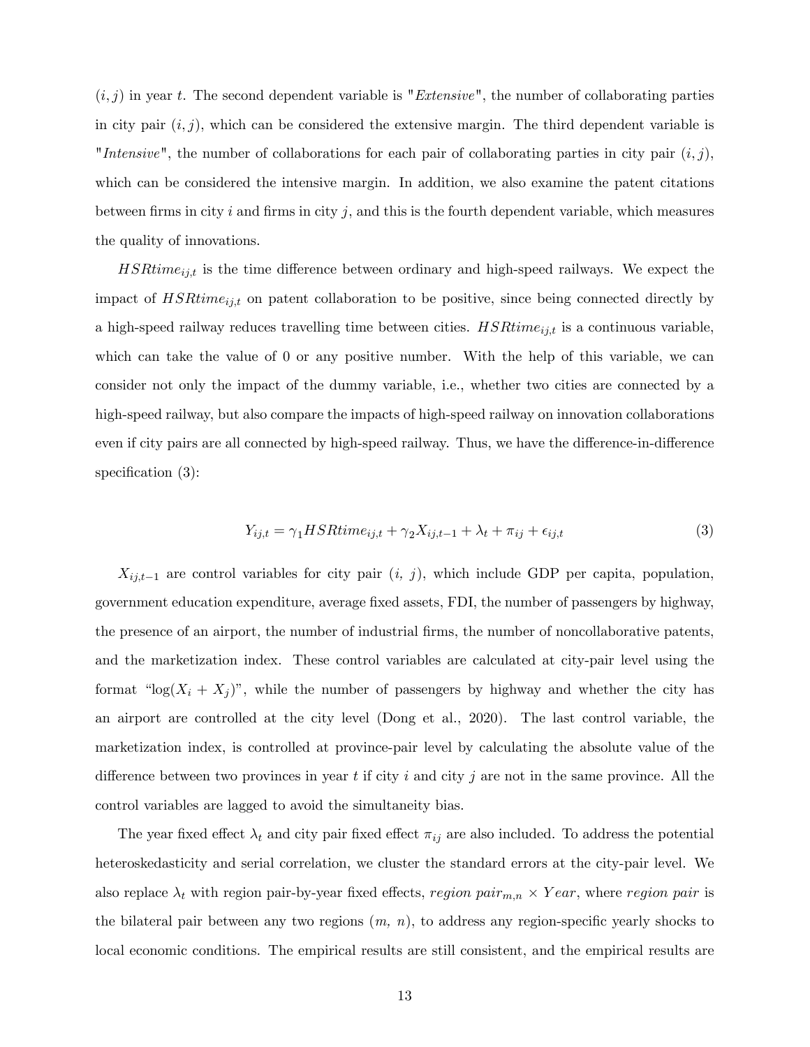$(i, j)$ in year $t$. The second dependent variable is "*Extensive*", the number of collaborating parties in city pair $(i, j)$, which can be considered the extensive margin. The third dependent variable is "*Intensive*", the number of collaborations for each pair of collaborating parties in city pair $(i, j)$, which can be considered the intensive margin. In addition, we also examine the patent citations between firms in city $i$ and firms in city $j$, and this is the fourth dependent variable, which measures the quality of innovations.

$HSRtime_{ij,t}$ is the time difference between ordinary and high-speed railways. We expect the impact of $HSRtime_{ij,t}$ on patent collaboration to be positive, since being connected directly by a high-speed railway reduces travelling time between cities. $HSRtime_{ij,t}$ is a continuous variable, which can take the value of 0 or any positive number. With the help of this variable, we can consider not only the impact of the dummy variable, i.e., whether two cities are connected by a high-speed railway, but also compare the impacts of high-speed railway on innovation collaborations even if city pairs are all connected by high-speed railway. Thus, we have the difference-in-difference specification (3):

$$Y_{ij,t} = \gamma_1 HSRtime_{ij,t} + \gamma_2 X_{ij,t-1} + \lambda_t + \pi_{ij} + \epsilon_{ij,t} \tag{3}$$

$X_{ij,t-1}$ are control variables for city pair $(i,\ j)$, which include GDP per capita, population, government education expenditure, average fixed assets, FDI, the number of passengers by highway, the presence of an airport, the number of industrial firms, the number of noncollaborative patents, and the marketization index. These control variables are calculated at city-pair level using the format "$\log(X_i + X_j)$", while the number of passengers by highway and whether the city has an airport are controlled at the city level (Dong et al., 2020). The last control variable, the marketization index, is controlled at province-pair level by calculating the absolute value of the difference between two provinces in year $t$ if city $i$ and city $j$ are not in the same province. All the control variables are lagged to avoid the simultaneity bias.

The year fixed effect $\lambda_t$ and city pair fixed effect $\pi_{ij}$ are also included. To address the potential heteroskedasticity and serial correlation, we cluster the standard errors at the city-pair level. We also replace $\lambda_t$ with region pair-by-year fixed effects, $region\ pair_{m,n} \times Year$, where *region pair* is the bilateral pair between any two regions $(m,\ n)$, to address any region-specific yearly shocks to local economic conditions. The empirical results are still consistent, and the empirical results are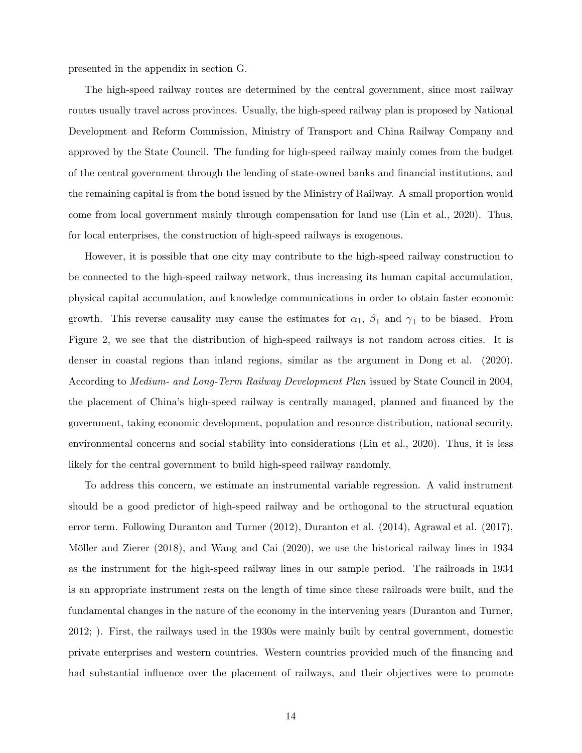presented in the appendix in section G.

The high-speed railway routes are determined by the central government, since most railway routes usually travel across provinces. Usually, the high-speed railway plan is proposed by National Development and Reform Commission, Ministry of Transport and China Railway Company and approved by the State Council. The funding for high-speed railway mainly comes from the budget of the central government through the lending of state-owned banks and financial institutions, and the remaining capital is from the bond issued by the Ministry of Railway. A small proportion would come from local government mainly through compensation for land use (Lin et al., 2020). Thus, for local enterprises, the construction of high-speed railways is exogenous.

However, it is possible that one city may contribute to the high-speed railway construction to be connected to the high-speed railway network, thus increasing its human capital accumulation, physical capital accumulation, and knowledge communications in order to obtain faster economic growth. This reverse causality may cause the estimates for $\alpha_1$, $\beta_1$ and $\gamma_1$ to be biased. From Figure 2, we see that the distribution of high-speed railways is not random across cities. It is denser in coastal regions than inland regions, similar as the argument in Dong et al. (2020). According to *Medium- and Long-Term Railway Development Plan* issued by State Council in 2004, the placement of China's high-speed railway is centrally managed, planned and financed by the government, taking economic development, population and resource distribution, national security, environmental concerns and social stability into considerations (Lin et al., 2020). Thus, it is less likely for the central government to build high-speed railway randomly.

To address this concern, we estimate an instrumental variable regression. A valid instrument should be a good predictor of high-speed railway and be orthogonal to the structural equation error term. Following Duranton and Turner (2012), Duranton et al. (2014), Agrawal et al. (2017), Möller and Zierer (2018), and Wang and Cai (2020), we use the historical railway lines in 1934 as the instrument for the high-speed railway lines in our sample period. The railroads in 1934 is an appropriate instrument rests on the length of time since these railroads were built, and the fundamental changes in the nature of the economy in the intervening years (Duranton and Turner, 2012; ). First, the railways used in the 1930s were mainly built by central government, domestic private enterprises and western countries. Western countries provided much of the financing and had substantial influence over the placement of railways, and their objectives were to promote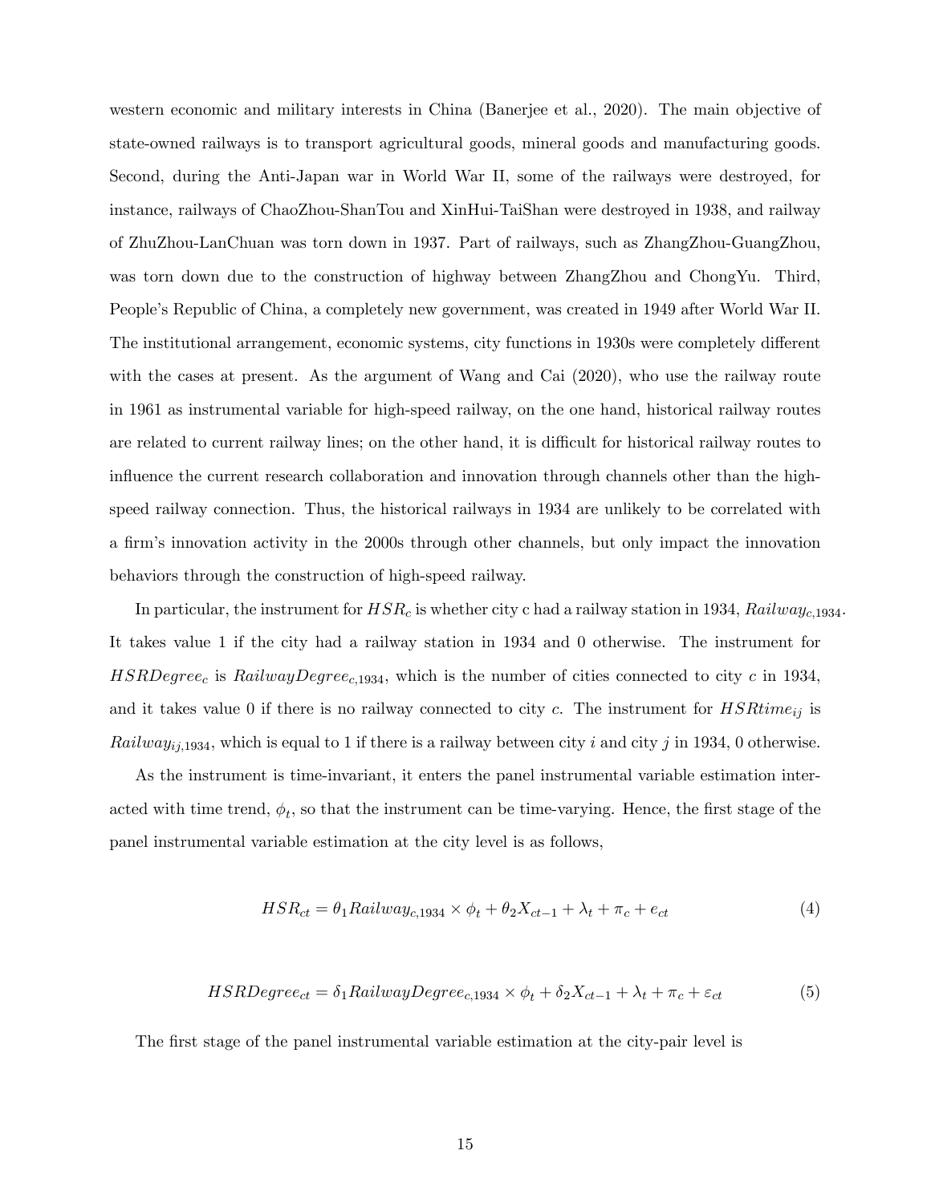western economic and military interests in China (Banerjee et al., 2020). The main objective of state-owned railways is to transport agricultural goods, mineral goods and manufacturing goods. Second, during the Anti-Japan war in World War II, some of the railways were destroyed, for instance, railways of ChaoZhou-ShanTou and XinHui-TaiShan were destroyed in 1938, and railway of ZhuZhou-LanChuan was torn down in 1937. Part of railways, such as ZhangZhou-GuangZhou, was torn down due to the construction of highway between ZhangZhou and ChongYu. Third, People's Republic of China, a completely new government, was created in 1949 after World War II. The institutional arrangement, economic systems, city functions in 1930s were completely different with the cases at present. As the argument of Wang and Cai (2020), who use the railway route in 1961 as instrumental variable for high-speed railway, on the one hand, historical railway routes are related to current railway lines; on the other hand, it is difficult for historical railway routes to influence the current research collaboration and innovation through channels other than the high-speed railway connection. Thus, the historical railways in 1934 are unlikely to be correlated with a firm's innovation activity in the 2000s through other channels, but only impact the innovation behaviors through the construction of high-speed railway.

In particular, the instrument for $HSR_c$ is whether city c had a railway station in 1934, $Railway_{c,1934}$. It takes value 1 if the city had a railway station in 1934 and 0 otherwise. The instrument for $HSRDegree_c$ is $RailwayDegree_{c,1934}$, which is the number of cities connected to city $c$ in 1934, and it takes value 0 if there is no railway connected to city $c$. The instrument for $HSRtime_{ij}$ is $Railway_{ij,1934}$, which is equal to 1 if there is a railway between city $i$ and city $j$ in 1934, 0 otherwise.

As the instrument is time-invariant, it enters the panel instrumental variable estimation interacted with time trend, $\phi_t$, so that the instrument can be time-varying. Hence, the first stage of the panel instrumental variable estimation at the city level is as follows,

$$HSR_{ct} = \theta_1 Railway_{c,1934} \times \phi_t + \theta_2 X_{ct-1} + \lambda_t + \pi_c + e_{ct} \tag{4}$$

$$HSRDegree_{ct} = \delta_1 RailwayDegree_{c,1934} \times \phi_t + \delta_2 X_{ct-1} + \lambda_t + \pi_c + \varepsilon_{ct} \tag{5}$$

The first stage of the panel instrumental variable estimation at the city-pair level is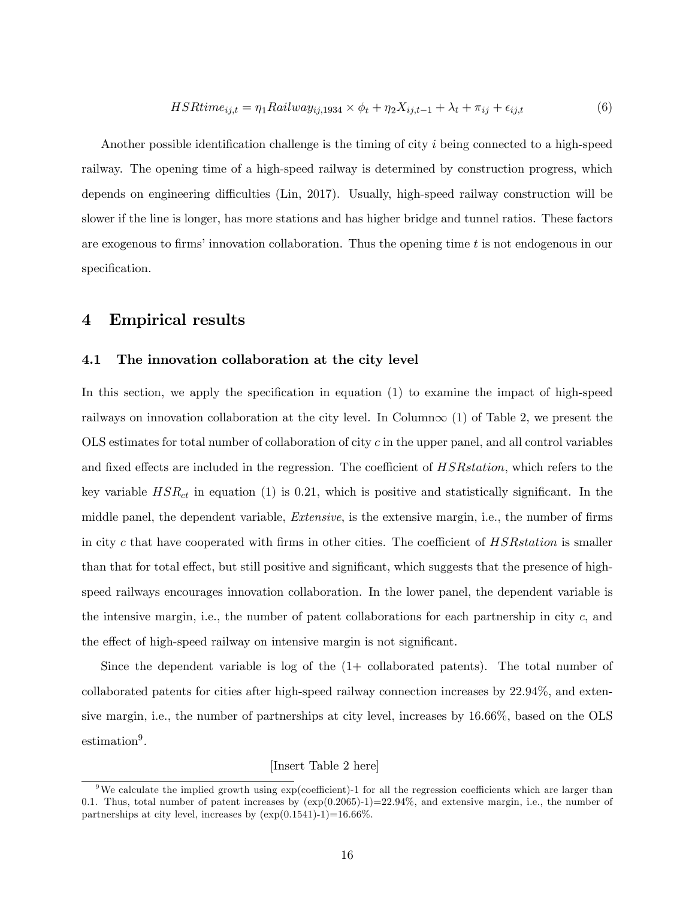$$HSRtime_{ij,t} = \eta_1 Railway_{ij,1934} \times \phi_t + \eta_2 X_{ij,t-1} + \lambda_t + \pi_{ij} + \epsilon_{ij,t} \tag{6}$$

Another possible identification challenge is the timing of city $i$ being connected to a high-speed railway. The opening time of a high-speed railway is determined by construction progress, which depends on engineering difficulties (Lin, 2017). Usually, high-speed railway construction will be slower if the line is longer, has more stations and has higher bridge and tunnel ratios. These factors are exogenous to firms' innovation collaboration. Thus the opening time $t$ is not endogenous in our specification.

# 4 Empirical results

## 4.1 The innovation collaboration at the city level

In this section, we apply the specification in equation (1) to examine the impact of high-speed railways on innovation collaboration at the city level. In Column∞ (1) of Table 2, we present the OLS estimates for total number of collaboration of city $c$ in the upper panel, and all control variables and fixed effects are included in the regression. The coefficient of $HSRstation$, which refers to the key variable $HSR_{ct}$ in equation (1) is 0.21, which is positive and statistically significant. In the middle panel, the dependent variable, *Extensive*, is the extensive margin, i.e., the number of firms in city $c$ that have cooperated with firms in other cities. The coefficient of $HSRstation$ is smaller than that for total effect, but still positive and significant, which suggests that the presence of high-speed railways encourages innovation collaboration. In the lower panel, the dependent variable is the intensive margin, i.e., the number of patent collaborations for each partnership in city $c$, and the effect of high-speed railway on intensive margin is not significant.

Since the dependent variable is log of the (1+ collaborated patents). The total number of collaborated patents for cities after high-speed railway connection increases by 22.94%, and extensive margin, i.e., the number of partnerships at city level, increases by 16.66%, based on the OLS estimation[9].

[Insert Table 2 here]

[9] We calculate the implied growth using exp(coefficient)-1 for all the regression coefficients which are larger than 0.1. Thus, total number of patent increases by (exp(0.2065)-1)=22.94%, and extensive margin, i.e., the number of partnerships at city level, increases by (exp(0.1541)-1)=16.66%.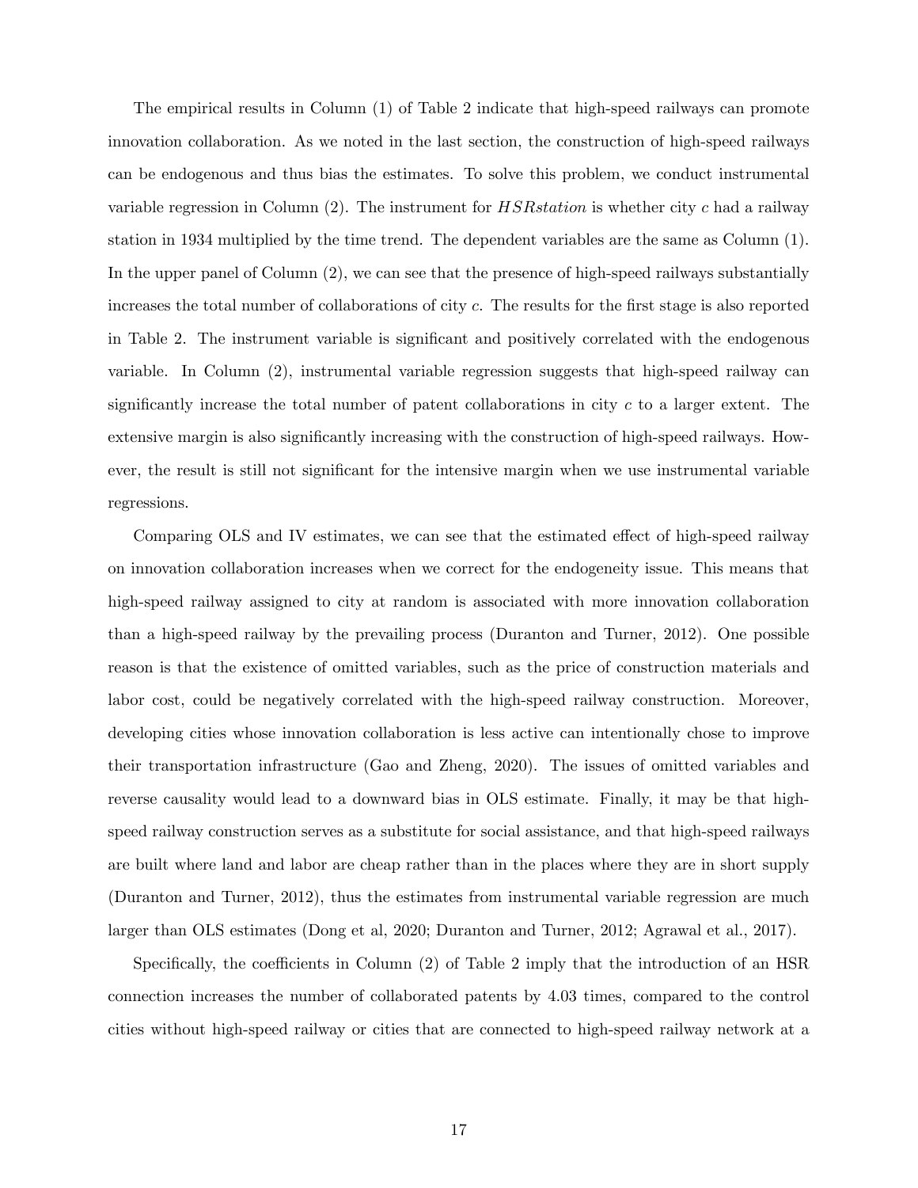The empirical results in Column (1) of Table 2 indicate that high-speed railways can promote innovation collaboration. As we noted in the last section, the construction of high-speed railways can be endogenous and thus bias the estimates. To solve this problem, we conduct instrumental variable regression in Column (2). The instrument for $HSRstation$ is whether city $c$ had a railway station in 1934 multiplied by the time trend. The dependent variables are the same as Column (1). In the upper panel of Column (2), we can see that the presence of high-speed railways substantially increases the total number of collaborations of city $c$. The results for the first stage is also reported in Table 2. The instrument variable is significant and positively correlated with the endogenous variable. In Column (2), instrumental variable regression suggests that high-speed railway can significantly increase the total number of patent collaborations in city $c$ to a larger extent. The extensive margin is also significantly increasing with the construction of high-speed railways. However, the result is still not significant for the intensive margin when we use instrumental variable regressions.

Comparing OLS and IV estimates, we can see that the estimated effect of high-speed railway on innovation collaboration increases when we correct for the endogeneity issue. This means that high-speed railway assigned to city at random is associated with more innovation collaboration than a high-speed railway by the prevailing process (Duranton and Turner, 2012). One possible reason is that the existence of omitted variables, such as the price of construction materials and labor cost, could be negatively correlated with the high-speed railway construction. Moreover, developing cities whose innovation collaboration is less active can intentionally chose to improve their transportation infrastructure (Gao and Zheng, 2020). The issues of omitted variables and reverse causality would lead to a downward bias in OLS estimate. Finally, it may be that high-speed railway construction serves as a substitute for social assistance, and that high-speed railways are built where land and labor are cheap rather than in the places where they are in short supply (Duranton and Turner, 2012), thus the estimates from instrumental variable regression are much larger than OLS estimates (Dong et al, 2020; Duranton and Turner, 2012; Agrawal et al., 2017).

Specifically, the coefficients in Column (2) of Table 2 imply that the introduction of an HSR connection increases the number of collaborated patents by 4.03 times, compared to the control cities without high-speed railway or cities that are connected to high-speed railway network at a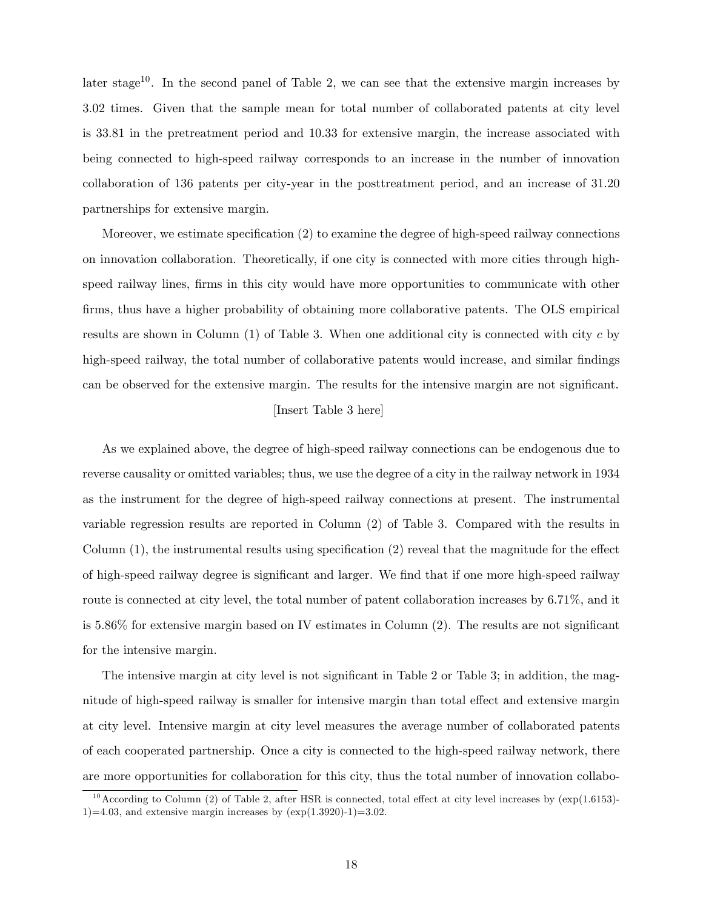later stage[10]. In the second panel of Table 2, we can see that the extensive margin increases by 3.02 times. Given that the sample mean for total number of collaborated patents at city level is 33.81 in the pretreatment period and 10.33 for extensive margin, the increase associated with being connected to high-speed railway corresponds to an increase in the number of innovation collaboration of 136 patents per city-year in the posttreatment period, and an increase of 31.20 partnerships for extensive margin.

Moreover, we estimate specification (2) to examine the degree of high-speed railway connections on innovation collaboration. Theoretically, if one city is connected with more cities through high-speed railway lines, firms in this city would have more opportunities to communicate with other firms, thus have a higher probability of obtaining more collaborative patents. The OLS empirical results are shown in Column (1) of Table 3. When one additional city is connected with city $c$ by high-speed railway, the total number of collaborative patents would increase, and similar findings can be observed for the extensive margin. The results for the intensive margin are not significant.

[Insert Table 3 here]

As we explained above, the degree of high-speed railway connections can be endogenous due to reverse causality or omitted variables; thus, we use the degree of a city in the railway network in 1934 as the instrument for the degree of high-speed railway connections at present. The instrumental variable regression results are reported in Column (2) of Table 3. Compared with the results in Column (1), the instrumental results using specification (2) reveal that the magnitude for the effect of high-speed railway degree is significant and larger. We find that if one more high-speed railway route is connected at city level, the total number of patent collaboration increases by 6.71%, and it is 5.86% for extensive margin based on IV estimates in Column (2). The results are not significant for the intensive margin.

The intensive margin at city level is not significant in Table 2 or Table 3; in addition, the magnitude of high-speed railway is smaller for intensive margin than total effect and extensive margin at city level. Intensive margin at city level measures the average number of collaborated patents of each cooperated partnership. Once a city is connected to the high-speed railway network, there are more opportunities for collaboration for this city, thus the total number of innovation collabo-

[10] According to Column (2) of Table 2, after HSR is connected, total effect at city level increases by (exp(1.6153)-1)=4.03, and extensive margin increases by (exp(1.3920)-1)=3.02.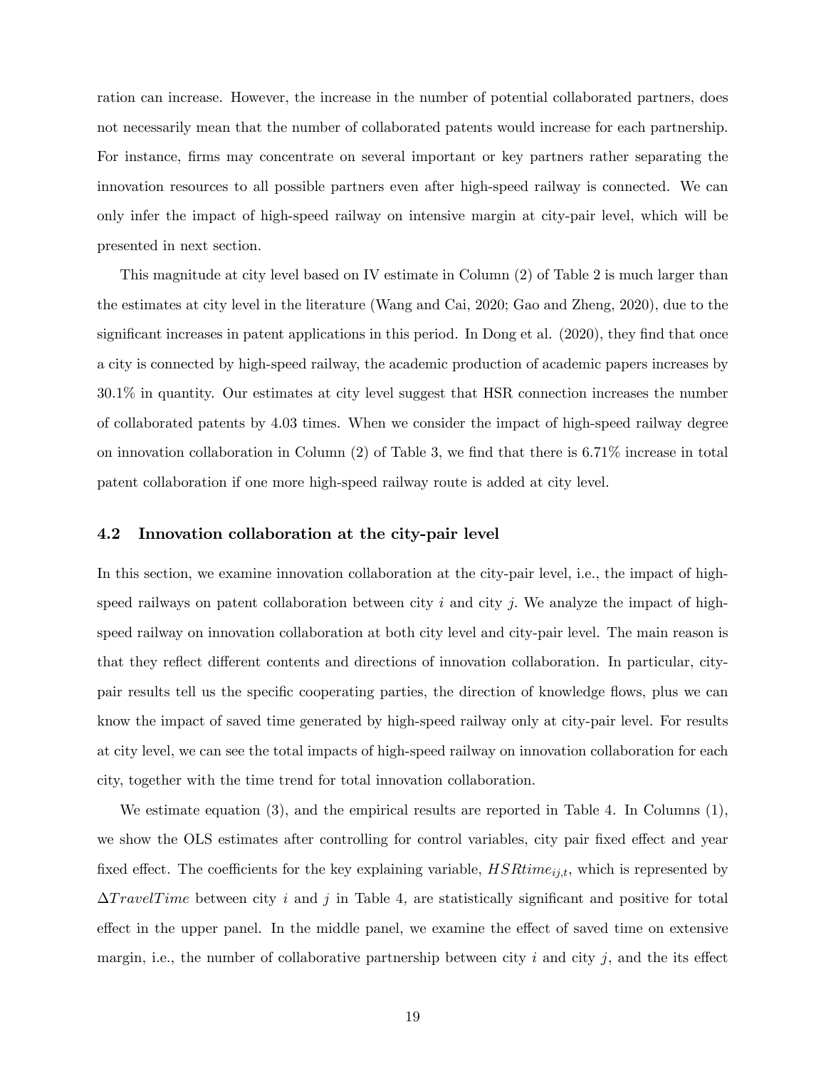ration can increase. However, the increase in the number of potential collaborated partners, does not necessarily mean that the number of collaborated patents would increase for each partnership. For instance, firms may concentrate on several important or key partners rather separating the innovation resources to all possible partners even after high-speed railway is connected. We can only infer the impact of high-speed railway on intensive margin at city-pair level, which will be presented in next section.

This magnitude at city level based on IV estimate in Column (2) of Table 2 is much larger than the estimates at city level in the literature (Wang and Cai, 2020; Gao and Zheng, 2020), due to the significant increases in patent applications in this period. In Dong et al. (2020), they find that once a city is connected by high-speed railway, the academic production of academic papers increases by 30.1% in quantity. Our estimates at city level suggest that HSR connection increases the number of collaborated patents by 4.03 times. When we consider the impact of high-speed railway degree on innovation collaboration in Column (2) of Table 3, we find that there is 6.71% increase in total patent collaboration if one more high-speed railway route is added at city level.

### 4.2 Innovation collaboration at the city-pair level

In this section, we examine innovation collaboration at the city-pair level, i.e., the impact of high-speed railways on patent collaboration between city $i$ and city $j$. We analyze the impact of high-speed railway on innovation collaboration at both city level and city-pair level. The main reason is that they reflect different contents and directions of innovation collaboration. In particular, city-pair results tell us the specific cooperating parties, the direction of knowledge flows, plus we can know the impact of saved time generated by high-speed railway only at city-pair level. For results at city level, we can see the total impacts of high-speed railway on innovation collaboration for each city, together with the time trend for total innovation collaboration.

We estimate equation (3), and the empirical results are reported in Table 4. In Columns (1), we show the OLS estimates after controlling for control variables, city pair fixed effect and year fixed effect. The coefficients for the key explaining variable, $HSRtime_{ij,t}$, which is represented by $\Delta TravelTime$ between city $i$ and $j$ in Table 4, are statistically significant and positive for total effect in the upper panel. In the middle panel, we examine the effect of saved time on extensive margin, i.e., the number of collaborative partnership between city $i$ and city $j$, and the its effect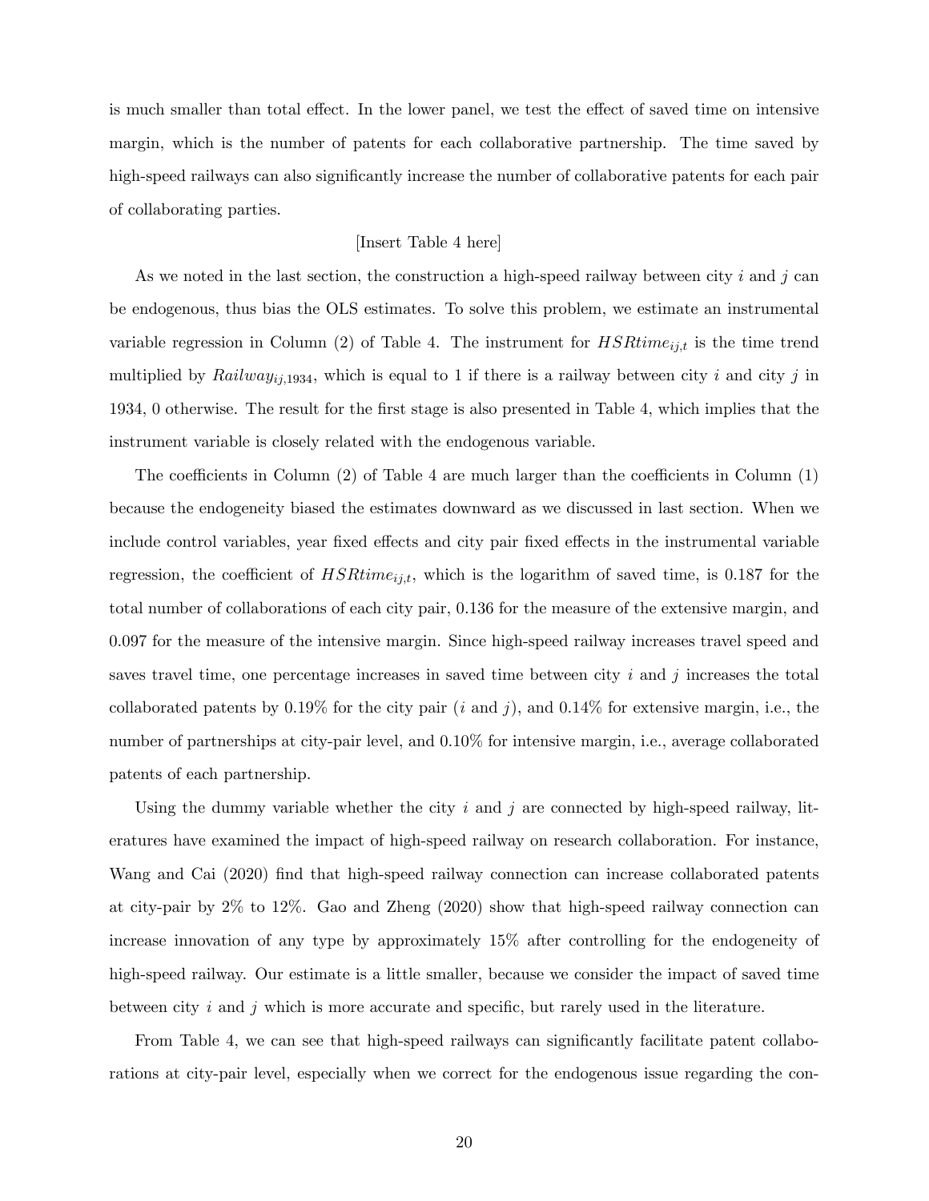is much smaller than total effect. In the lower panel, we test the effect of saved time on intensive margin, which is the number of patents for each collaborative partnership. The time saved by high-speed railways can also significantly increase the number of collaborative patents for each pair of collaborating parties.

[Insert Table 4 here]

As we noted in the last section, the construction a high-speed railway between city $i$ and $j$ can be endogenous, thus bias the OLS estimates. To solve this problem, we estimate an instrumental variable regression in Column (2) of Table 4. The instrument for $HSRtime_{ij,t}$ is the time trend multiplied by $Railway_{ij,1934}$, which is equal to 1 if there is a railway between city $i$ and city $j$ in 1934, 0 otherwise. The result for the first stage is also presented in Table 4, which implies that the instrument variable is closely related with the endogenous variable.

The coefficients in Column (2) of Table 4 are much larger than the coefficients in Column (1) because the endogeneity biased the estimates downward as we discussed in last section. When we include control variables, year fixed effects and city pair fixed effects in the instrumental variable regression, the coefficient of $HSRtime_{ij,t}$, which is the logarithm of saved time, is 0.187 for the total number of collaborations of each city pair, 0.136 for the measure of the extensive margin, and 0.097 for the measure of the intensive margin. Since high-speed railway increases travel speed and saves travel time, one percentage increases in saved time between city $i$ and $j$ increases the total collaborated patents by 0.19% for the city pair ($i$ and $j$), and 0.14% for extensive margin, i.e., the number of partnerships at city-pair level, and 0.10% for intensive margin, i.e., average collaborated patents of each partnership.

Using the dummy variable whether the city $i$ and $j$ are connected by high-speed railway, literatures have examined the impact of high-speed railway on research collaboration. For instance, Wang and Cai (2020) find that high-speed railway connection can increase collaborated patents at city-pair by 2% to 12%. Gao and Zheng (2020) show that high-speed railway connection can increase innovation of any type by approximately 15% after controlling for the endogeneity of high-speed railway. Our estimate is a little smaller, because we consider the impact of saved time between city $i$ and $j$ which is more accurate and specific, but rarely used in the literature.

From Table 4, we can see that high-speed railways can significantly facilitate patent collaborations at city-pair level, especially when we correct for the endogenous issue regarding the con-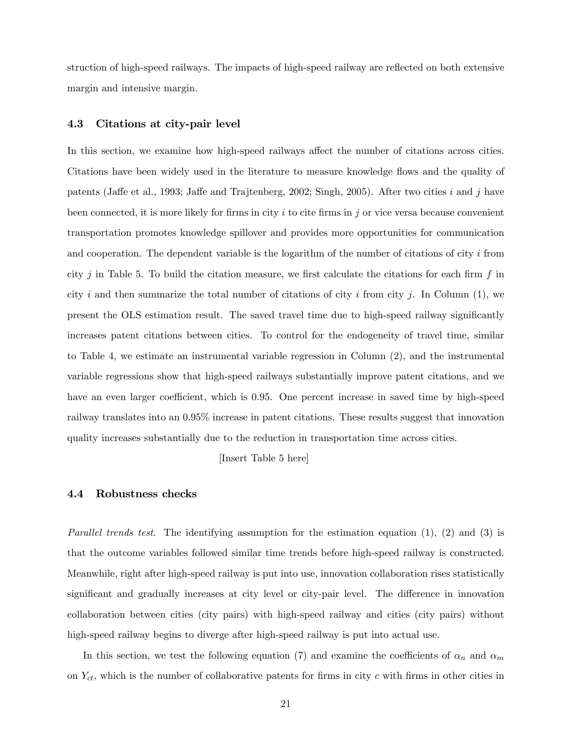struction of high-speed railways. The impacts of high-speed railway are reflected on both extensive margin and intensive margin.

### 4.3 Citations at city-pair level

In this section, we examine how high-speed railways affect the number of citations across cities. Citations have been widely used in the literature to measure knowledge flows and the quality of patents (Jaffe et al., 1993; Jaffe and Trajtenberg, 2002; Singh, 2005). After two cities $i$ and $j$ have been connected, it is more likely for firms in city $i$ to cite firms in $j$ or vice versa because convenient transportation promotes knowledge spillover and provides more opportunities for communication and cooperation. The dependent variable is the logarithm of the number of citations of city $i$ from city $j$ in Table 5. To build the citation measure, we first calculate the citations for each firm $f$ in city $i$ and then summarize the total number of citations of city $i$ from city $j$. In Column (1), we present the OLS estimation result. The saved travel time due to high-speed railway significantly increases patent citations between cities. To control for the endogeneity of travel time, similar to Table 4, we estimate an instrumental variable regression in Column (2), and the instrumental variable regressions show that high-speed railways substantially improve patent citations, and we have an even larger coefficient, which is 0.95. One percent increase in saved time by high-speed railway translates into an 0.95% increase in patent citations. These results suggest that innovation quality increases substantially due to the reduction in transportation time across cities.

[Insert Table 5 here]

### 4.4 Robustness checks

*Parallel trends test*. The identifying assumption for the estimation equation (1), (2) and (3) is that the outcome variables followed similar time trends before high-speed railway is constructed. Meanwhile, right after high-speed railway is put into use, innovation collaboration rises statistically significant and gradually increases at city level or city-pair level. The difference in innovation collaboration between cities (city pairs) with high-speed railway and cities (city pairs) without high-speed railway begins to diverge after high-speed railway is put into actual use.

In this section, we test the following equation (7) and examine the coefficients of $\alpha_n$ and $\alpha_m$ on $Y_{ct}$, which is the number of collaborative patents for firms in city $c$ with firms in other cities in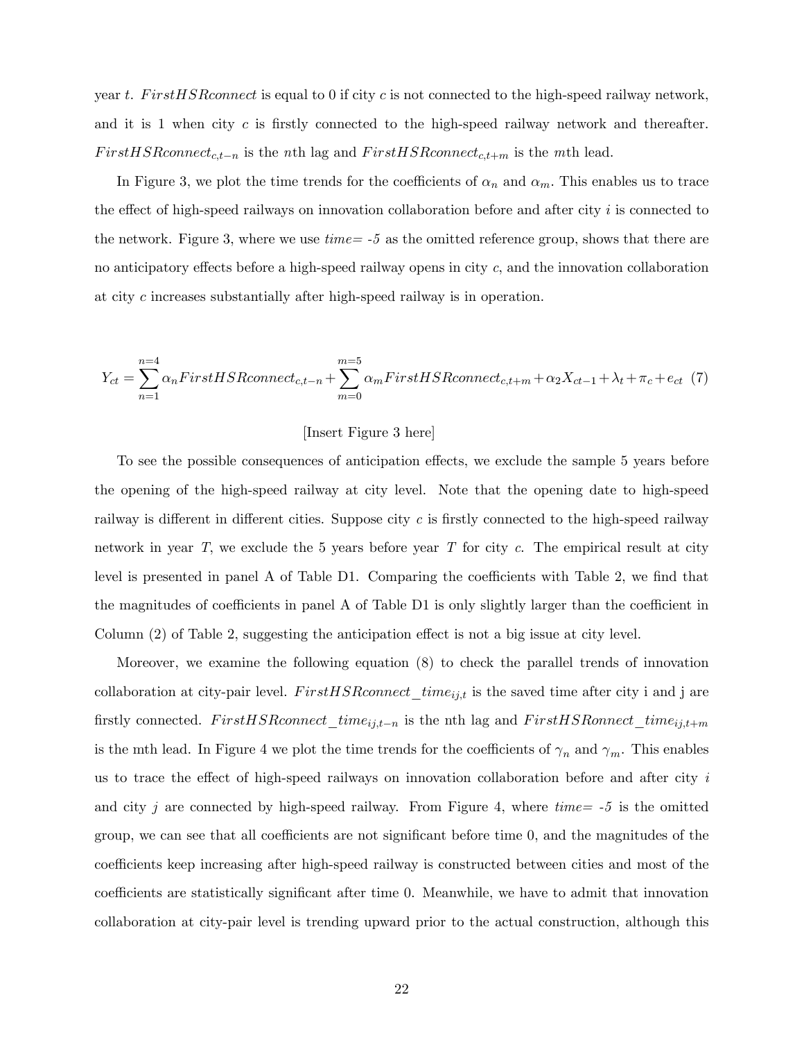year $t$. $FirstHSRconnect$ is equal to 0 if city $c$ is not connected to the high-speed railway network, and it is 1 when city $c$ is firstly connected to the high-speed railway network and thereafter. $FirstHSRconnect_{c,t-n}$ is the $n$th lag and $FirstHSRconnect_{c,t+m}$ is the $m$th lead.

In Figure 3, we plot the time trends for the coefficients of $\alpha_n$ and $\alpha_m$. This enables us to trace the effect of high-speed railways on innovation collaboration before and after city $i$ is connected to the network. Figure 3, where we use *time= -5* as the omitted reference group, shows that there are no anticipatory effects before a high-speed railway opens in city $c$, and the innovation collaboration at city $c$ increases substantially after high-speed railway is in operation.

$$Y_{ct} = \sum_{n=1}^{n=4} \alpha_n FirstHSRconnect_{c,t-n} + \sum_{m=0}^{m=5} \alpha_m FirstHSRconnect_{c,t+m} + \alpha_2 X_{ct-1} + \lambda_t + \pi_c + e_{ct} \quad (7)$$

[Insert Figure 3 here]

To see the possible consequences of anticipation effects, we exclude the sample 5 years before the opening of the high-speed railway at city level. Note that the opening date to high-speed railway is different in different cities. Suppose city $c$ is firstly connected to the high-speed railway network in year $T$, we exclude the 5 years before year $T$ for city $c$. The empirical result at city level is presented in panel A of Table D1. Comparing the coefficients with Table 2, we find that the magnitudes of coefficients in panel A of Table D1 is only slightly larger than the coefficient in Column (2) of Table 2, suggesting the anticipation effect is not a big issue at city level.

Moreover, we examine the following equation (8) to check the parallel trends of innovation collaboration at city-pair level. $FirstHSRconnect\_time_{ij,t}$ is the saved time after city i and j are firstly connected. $FirstHSRconnect\_time_{ij,t-n}$ is the nth lag and $FirstHSRonnect\_time_{ij,t+m}$ is the mth lead. In Figure 4 we plot the time trends for the coefficients of $\gamma_n$ and $\gamma_m$. This enables us to trace the effect of high-speed railways on innovation collaboration before and after city $i$ and city $j$ are connected by high-speed railway. From Figure 4, where *time= -5* is the omitted group, we can see that all coefficients are not significant before time 0, and the magnitudes of the coefficients keep increasing after high-speed railway is constructed between cities and most of the coefficients are statistically significant after time 0. Meanwhile, we have to admit that innovation collaboration at city-pair level is trending upward prior to the actual construction, although this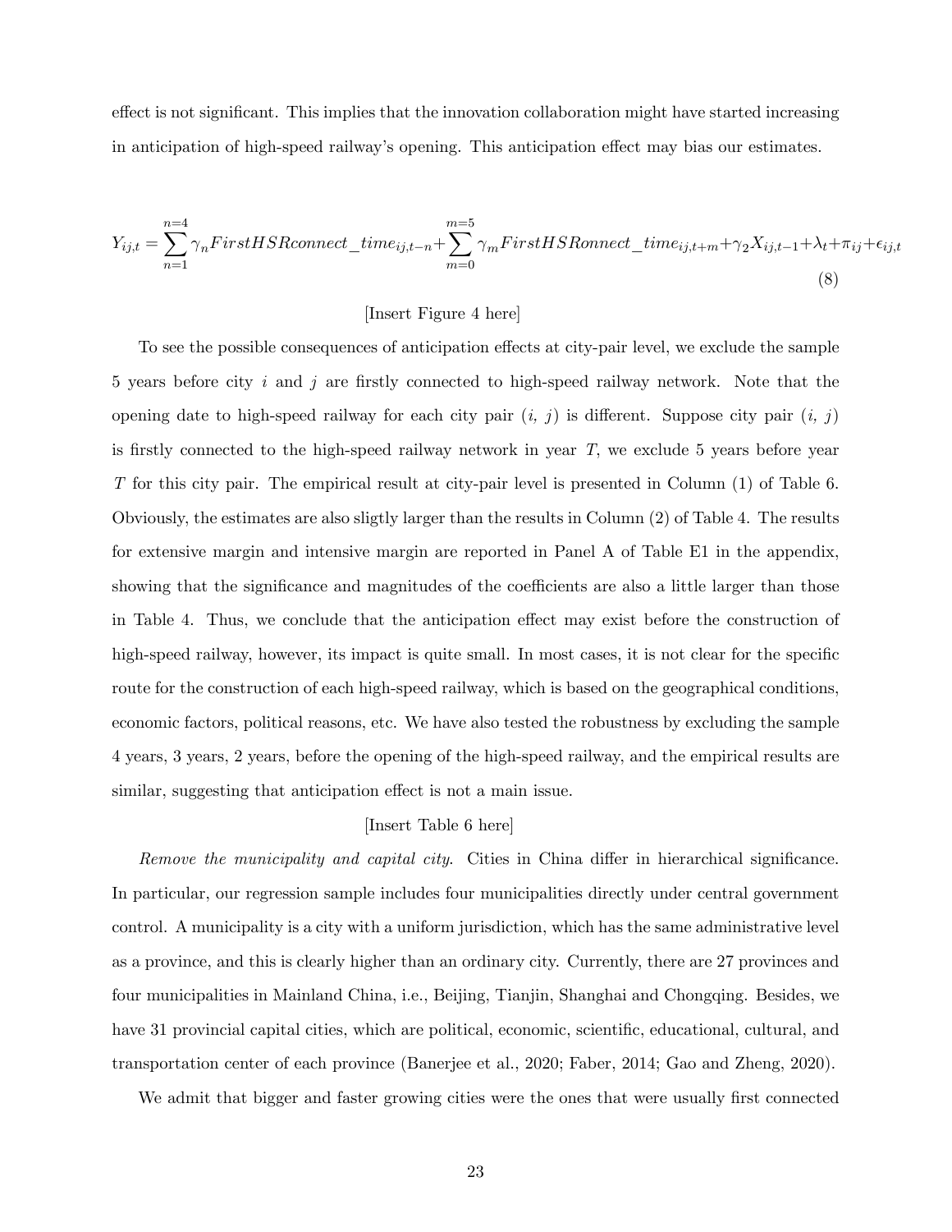effect is not significant. This implies that the innovation collaboration might have started increasing in anticipation of high-speed railway's opening. This anticipation effect may bias our estimates.

$$Y_{ij,t} = \sum_{n=1}^{n=4} \gamma_n FirstHSRconnect\_time_{ij,t-n} + \sum_{m=0}^{m=5} \gamma_m FirstHSRonnect\_time_{ij,t+m} + \gamma_2 X_{ij,t-1} + \lambda_t + \pi_{ij} + \epsilon_{ij,t} \tag{8}$$

[Insert Figure 4 here]

To see the possible consequences of anticipation effects at city-pair level, we exclude the sample 5 years before city $i$ and $j$ are firstly connected to high-speed railway network. Note that the opening date to high-speed railway for each city pair $(i,\ j)$ is different. Suppose city pair $(i,\ j)$ is firstly connected to the high-speed railway network in year $T$, we exclude 5 years before year $T$ for this city pair. The empirical result at city-pair level is presented in Column (1) of Table 6. Obviously, the estimates are also sligtly larger than the results in Column (2) of Table 4. The results for extensive margin and intensive margin are reported in Panel A of Table E1 in the appendix, showing that the significance and magnitudes of the coefficients are also a little larger than those in Table 4. Thus, we conclude that the anticipation effect may exist before the construction of high-speed railway, however, its impact is quite small. In most cases, it is not clear for the specific route for the construction of each high-speed railway, which is based on the geographical conditions, economic factors, political reasons, etc. We have also tested the robustness by excluding the sample 4 years, 3 years, 2 years, before the opening of the high-speed railway, and the empirical results are similar, suggesting that anticipation effect is not a main issue.

[Insert Table 6 here]

*Remove the municipality and capital city.* Cities in China differ in hierarchical significance. In particular, our regression sample includes four municipalities directly under central government control. A municipality is a city with a uniform jurisdiction, which has the same administrative level as a province, and this is clearly higher than an ordinary city. Currently, there are 27 provinces and four municipalities in Mainland China, i.e., Beijing, Tianjin, Shanghai and Chongqing. Besides, we have 31 provincial capital cities, which are political, economic, scientific, educational, cultural, and transportation center of each province (Banerjee et al., 2020; Faber, 2014; Gao and Zheng, 2020).

We admit that bigger and faster growing cities were the ones that were usually first connected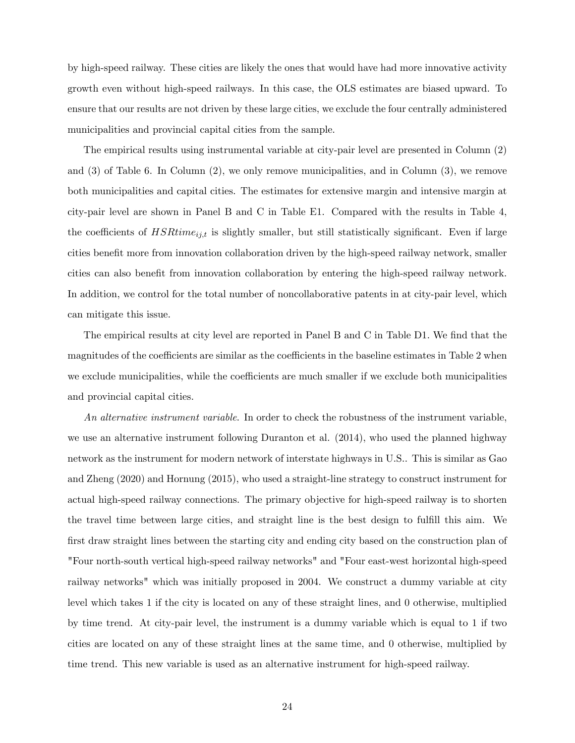by high-speed railway. These cities are likely the ones that would have had more innovative activity growth even without high-speed railways. In this case, the OLS estimates are biased upward. To ensure that our results are not driven by these large cities, we exclude the four centrally administered municipalities and provincial capital cities from the sample.

The empirical results using instrumental variable at city-pair level are presented in Column (2) and (3) of Table 6. In Column (2), we only remove municipalities, and in Column (3), we remove both municipalities and capital cities. The estimates for extensive margin and intensive margin at city-pair level are shown in Panel B and C in Table E1. Compared with the results in Table 4, the coefficients of $HSRtime_{ij,t}$ is slightly smaller, but still statistically significant. Even if large cities benefit more from innovation collaboration driven by the high-speed railway network, smaller cities can also benefit from innovation collaboration by entering the high-speed railway network. In addition, we control for the total number of noncollaborative patents in at city-pair level, which can mitigate this issue.

The empirical results at city level are reported in Panel B and C in Table D1. We find that the magnitudes of the coefficients are similar as the coefficients in the baseline estimates in Table 2 when we exclude municipalities, while the coefficients are much smaller if we exclude both municipalities and provincial capital cities.

*An alternative instrument variable*. In order to check the robustness of the instrument variable, we use an alternative instrument following Duranton et al. (2014), who used the planned highway network as the instrument for modern network of interstate highways in U.S.. This is similar as Gao and Zheng (2020) and Hornung (2015), who used a straight-line strategy to construct instrument for actual high-speed railway connections. The primary objective for high-speed railway is to shorten the travel time between large cities, and straight line is the best design to fulfill this aim. We first draw straight lines between the starting city and ending city based on the construction plan of "Four north-south vertical high-speed railway networks" and "Four east-west horizontal high-speed railway networks" which was initially proposed in 2004. We construct a dummy variable at city level which takes 1 if the city is located on any of these straight lines, and 0 otherwise, multiplied by time trend. At city-pair level, the instrument is a dummy variable which is equal to 1 if two cities are located on any of these straight lines at the same time, and 0 otherwise, multiplied by time trend. This new variable is used as an alternative instrument for high-speed railway.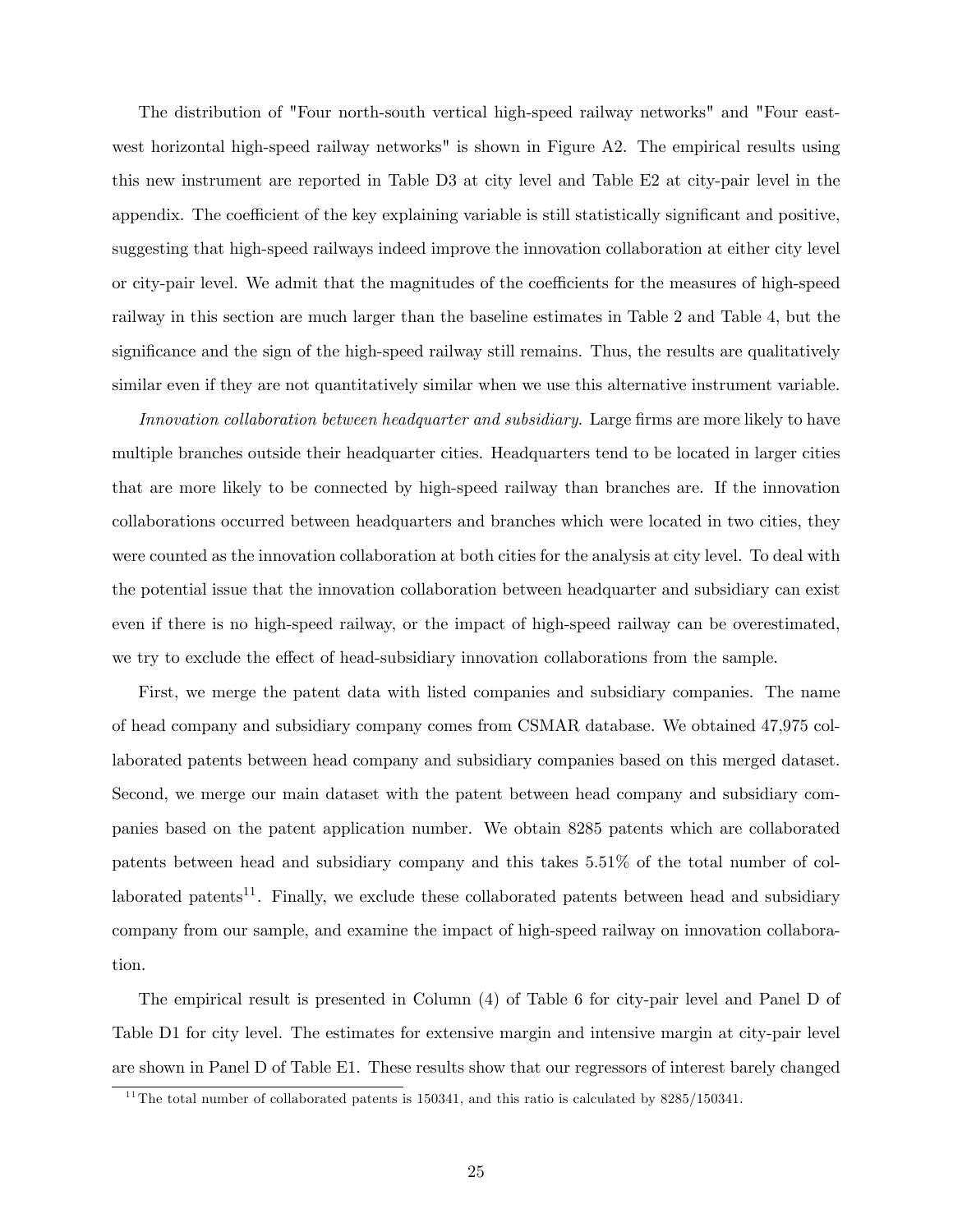The distribution of "Four north-south vertical high-speed railway networks" and "Four east-west horizontal high-speed railway networks" is shown in Figure A2. The empirical results using this new instrument are reported in Table D3 at city level and Table E2 at city-pair level in the appendix. The coefficient of the key explaining variable is still statistically significant and positive, suggesting that high-speed railways indeed improve the innovation collaboration at either city level or city-pair level. We admit that the magnitudes of the coefficients for the measures of high-speed railway in this section are much larger than the baseline estimates in Table 2 and Table 4, but the significance and the sign of the high-speed railway still remains. Thus, the results are qualitatively similar even if they are not quantitatively similar when we use this alternative instrument variable.

*Innovation collaboration between headquarter and subsidiary.* Large firms are more likely to have multiple branches outside their headquarter cities. Headquarters tend to be located in larger cities that are more likely to be connected by high-speed railway than branches are. If the innovation collaborations occurred between headquarters and branches which were located in two cities, they were counted as the innovation collaboration at both cities for the analysis at city level. To deal with the potential issue that the innovation collaboration between headquarter and subsidiary can exist even if there is no high-speed railway, or the impact of high-speed railway can be overestimated, we try to exclude the effect of head-subsidiary innovation collaborations from the sample.

First, we merge the patent data with listed companies and subsidiary companies. The name of head company and subsidiary company comes from CSMAR database. We obtained 47,975 collaborated patents between head company and subsidiary companies based on this merged dataset. Second, we merge our main dataset with the patent between head company and subsidiary companies based on the patent application number. We obtain 8285 patents which are collaborated patents between head and subsidiary company and this takes 5.51% of the total number of collaborated patents[11]. Finally, we exclude these collaborated patents between head and subsidiary company from our sample, and examine the impact of high-speed railway on innovation collaboration.

The empirical result is presented in Column (4) of Table 6 for city-pair level and Panel D of Table D1 for city level. The estimates for extensive margin and intensive margin at city-pair level are shown in Panel D of Table E1. These results show that our regressors of interest barely changed

[11] The total number of collaborated patents is 150341, and this ratio is calculated by 8285/150341.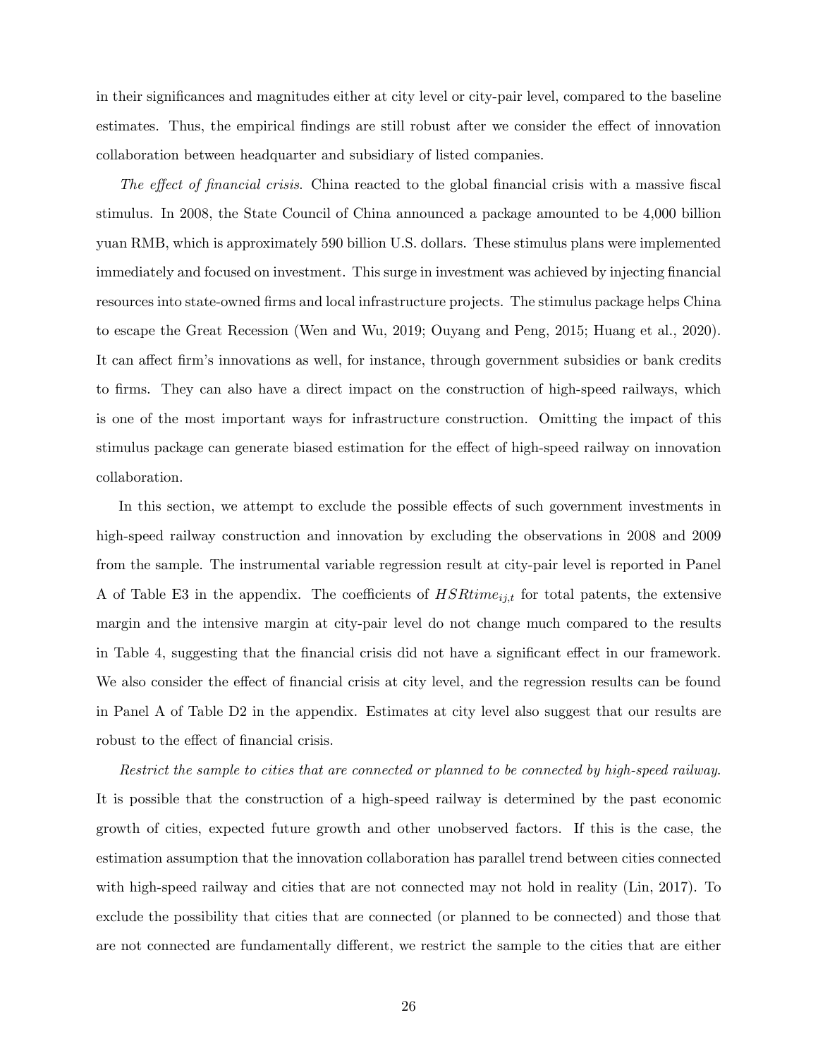in their significances and magnitudes either at city level or city-pair level, compared to the baseline estimates. Thus, the empirical findings are still robust after we consider the effect of innovation collaboration between headquarter and subsidiary of listed companies.

*The effect of financial crisis.* China reacted to the global financial crisis with a massive fiscal stimulus. In 2008, the State Council of China announced a package amounted to be 4,000 billion yuan RMB, which is approximately 590 billion U.S. dollars. These stimulus plans were implemented immediately and focused on investment. This surge in investment was achieved by injecting financial resources into state-owned firms and local infrastructure projects. The stimulus package helps China to escape the Great Recession (Wen and Wu, 2019; Ouyang and Peng, 2015; Huang et al., 2020). It can affect firm's innovations as well, for instance, through government subsidies or bank credits to firms. They can also have a direct impact on the construction of high-speed railways, which is one of the most important ways for infrastructure construction. Omitting the impact of this stimulus package can generate biased estimation for the effect of high-speed railway on innovation collaboration.

In this section, we attempt to exclude the possible effects of such government investments in high-speed railway construction and innovation by excluding the observations in 2008 and 2009 from the sample. The instrumental variable regression result at city-pair level is reported in Panel A of Table E3 in the appendix. The coefficients of $HSRtime_{ij,t}$ for total patents, the extensive margin and the intensive margin at city-pair level do not change much compared to the results in Table 4, suggesting that the financial crisis did not have a significant effect in our framework. We also consider the effect of financial crisis at city level, and the regression results can be found in Panel A of Table D2 in the appendix. Estimates at city level also suggest that our results are robust to the effect of financial crisis.

*Restrict the sample to cities that are connected or planned to be connected by high-speed railway.* It is possible that the construction of a high-speed railway is determined by the past economic growth of cities, expected future growth and other unobserved factors. If this is the case, the estimation assumption that the innovation collaboration has parallel trend between cities connected with high-speed railway and cities that are not connected may not hold in reality (Lin, 2017). To exclude the possibility that cities that are connected (or planned to be connected) and those that are not connected are fundamentally different, we restrict the sample to the cities that are either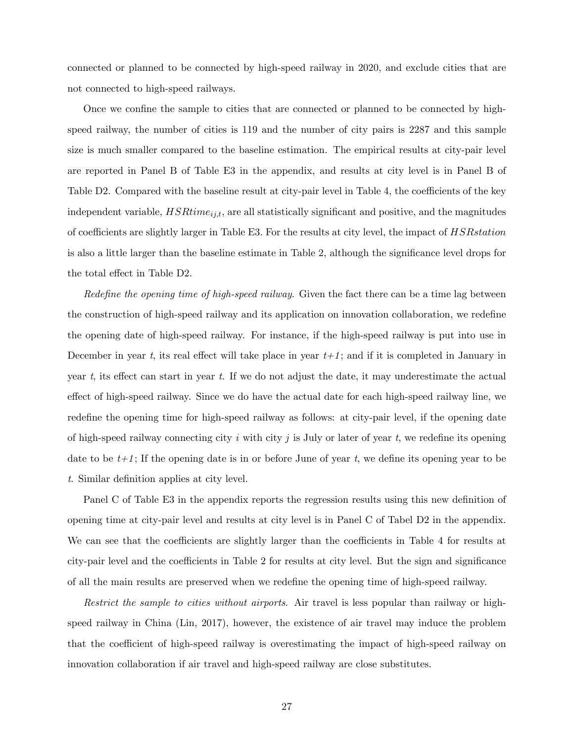connected or planned to be connected by high-speed railway in 2020, and exclude cities that are not connected to high-speed railways.

Once we confine the sample to cities that are connected or planned to be connected by high-speed railway, the number of cities is 119 and the number of city pairs is 2287 and this sample size is much smaller compared to the baseline estimation. The empirical results at city-pair level are reported in Panel B of Table E3 in the appendix, and results at city level is in Panel B of Table D2. Compared with the baseline result at city-pair level in Table 4, the coefficients of the key independent variable, $HSRtime_{ij,t}$, are all statistically significant and positive, and the magnitudes of coefficients are slightly larger in Table E3. For the results at city level, the impact of $HSRstation$ is also a little larger than the baseline estimate in Table 2, although the significance level drops for the total effect in Table D2.

*Redefine the opening time of high-speed railway.* Given the fact there can be a time lag between the construction of high-speed railway and its application on innovation collaboration, we redefine the opening date of high-speed railway. For instance, if the high-speed railway is put into use in December in year $t$, its real effect will take place in year $t+1$; and if it is completed in January in year $t$, its effect can start in year $t$. If we do not adjust the date, it may underestimate the actual effect of high-speed railway. Since we do have the actual date for each high-speed railway line, we redefine the opening time for high-speed railway as follows: at city-pair level, if the opening date of high-speed railway connecting city $i$ with city $j$ is July or later of year $t$, we redefine its opening date to be $t+1$; If the opening date is in or before June of year $t$, we define its opening year to be $t$. Similar definition applies at city level.

Panel C of Table E3 in the appendix reports the regression results using this new definition of opening time at city-pair level and results at city level is in Panel C of Tabel D2 in the appendix. We can see that the coefficients are slightly larger than the coefficients in Table 4 for results at city-pair level and the coefficients in Table 2 for results at city level. But the sign and significance of all the main results are preserved when we redefine the opening time of high-speed railway.

*Restrict the sample to cities without airports.* Air travel is less popular than railway or high-speed railway in China (Lin, 2017), however, the existence of air travel may induce the problem that the coefficient of high-speed railway is overestimating the impact of high-speed railway on innovation collaboration if air travel and high-speed railway are close substitutes.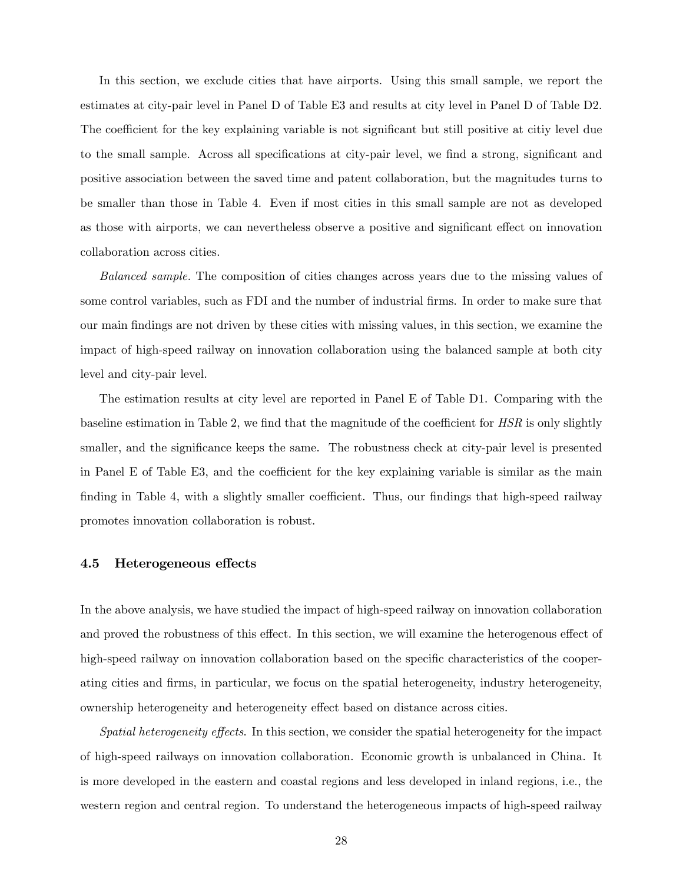In this section, we exclude cities that have airports. Using this small sample, we report the estimates at city-pair level in Panel D of Table E3 and results at city level in Panel D of Table D2. The coefficient for the key explaining variable is not significant but still positive at citiy level due to the small sample. Across all specifications at city-pair level, we find a strong, significant and positive association between the saved time and patent collaboration, but the magnitudes turns to be smaller than those in Table 4. Even if most cities in this small sample are not as developed as those with airports, we can nevertheless observe a positive and significant effect on innovation collaboration across cities.

*Balanced sample.* The composition of cities changes across years due to the missing values of some control variables, such as FDI and the number of industrial firms. In order to make sure that our main findings are not driven by these cities with missing values, in this section, we examine the impact of high-speed railway on innovation collaboration using the balanced sample at both city level and city-pair level.

The estimation results at city level are reported in Panel E of Table D1. Comparing with the baseline estimation in Table 2, we find that the magnitude of the coefficient for *HSR* is only slightly smaller, and the significance keeps the same. The robustness check at city-pair level is presented in Panel E of Table E3, and the coefficient for the key explaining variable is similar as the main finding in Table 4, with a slightly smaller coefficient. Thus, our findings that high-speed railway promotes innovation collaboration is robust.

### 4.5 Heterogeneous effects

In the above analysis, we have studied the impact of high-speed railway on innovation collaboration and proved the robustness of this effect. In this section, we will examine the heterogenous effect of high-speed railway on innovation collaboration based on the specific characteristics of the cooperating cities and firms, in particular, we focus on the spatial heterogeneity, industry heterogeneity, ownership heterogeneity and heterogeneity effect based on distance across cities.

*Spatial heterogeneity effects.* In this section, we consider the spatial heterogeneity for the impact of high-speed railways on innovation collaboration. Economic growth is unbalanced in China. It is more developed in the eastern and coastal regions and less developed in inland regions, i.e., the western region and central region. To understand the heterogeneous impacts of high-speed railway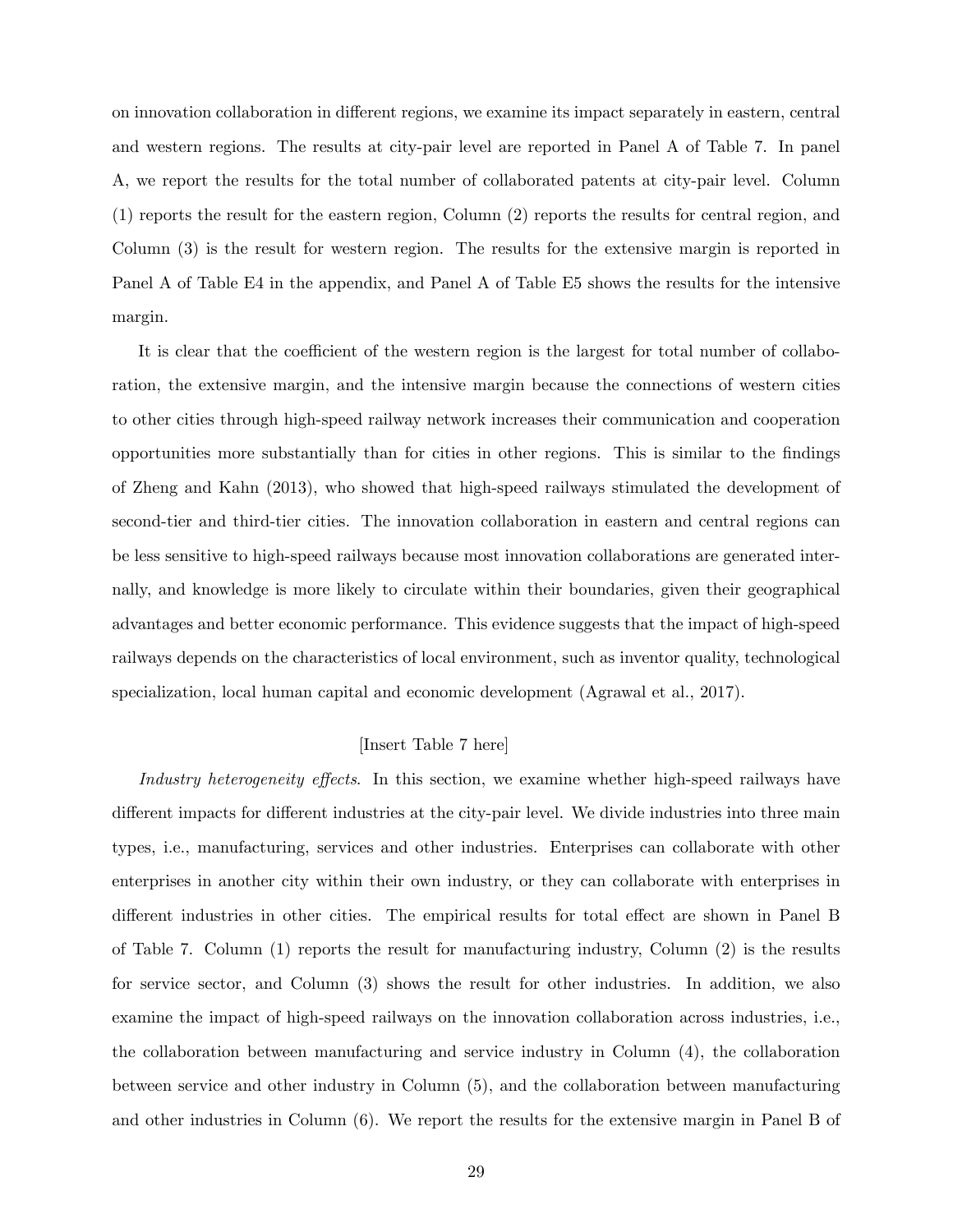on innovation collaboration in different regions, we examine its impact separately in eastern, central and western regions. The results at city-pair level are reported in Panel A of Table 7. In panel A, we report the results for the total number of collaborated patents at city-pair level. Column (1) reports the result for the eastern region, Column (2) reports the results for central region, and Column (3) is the result for western region. The results for the extensive margin is reported in Panel A of Table E4 in the appendix, and Panel A of Table E5 shows the results for the intensive margin.

It is clear that the coefficient of the western region is the largest for total number of collaboration, the extensive margin, and the intensive margin because the connections of western cities to other cities through high-speed railway network increases their communication and cooperation opportunities more substantially than for cities in other regions. This is similar to the findings of Zheng and Kahn (2013), who showed that high-speed railways stimulated the development of second-tier and third-tier cities. The innovation collaboration in eastern and central regions can be less sensitive to high-speed railways because most innovation collaborations are generated internally, and knowledge is more likely to circulate within their boundaries, given their geographical advantages and better economic performance. This evidence suggests that the impact of high-speed railways depends on the characteristics of local environment, such as inventor quality, technological specialization, local human capital and economic development (Agrawal et al., 2017).

[Insert Table 7 here]

*Industry heterogeneity effects*. In this section, we examine whether high-speed railways have different impacts for different industries at the city-pair level. We divide industries into three main types, i.e., manufacturing, services and other industries. Enterprises can collaborate with other enterprises in another city within their own industry, or they can collaborate with enterprises in different industries in other cities. The empirical results for total effect are shown in Panel B of Table 7. Column (1) reports the result for manufacturing industry, Column (2) is the results for service sector, and Column (3) shows the result for other industries. In addition, we also examine the impact of high-speed railways on the innovation collaboration across industries, i.e., the collaboration between manufacturing and service industry in Column (4), the collaboration between service and other industry in Column (5), and the collaboration between manufacturing and other industries in Column (6). We report the results for the extensive margin in Panel B of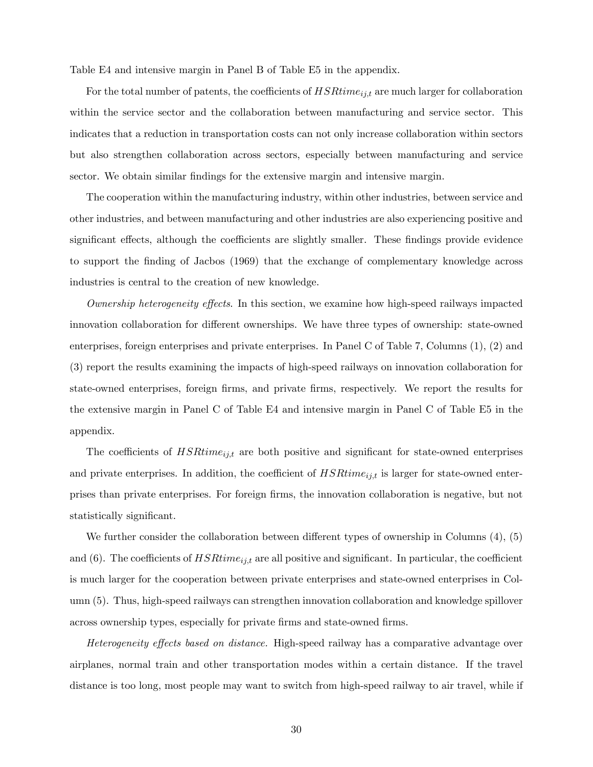Table E4 and intensive margin in Panel B of Table E5 in the appendix.

For the total number of patents, the coefficients of $HSRtime_{ij,t}$ are much larger for collaboration within the service sector and the collaboration between manufacturing and service sector. This indicates that a reduction in transportation costs can not only increase collaboration within sectors but also strengthen collaboration across sectors, especially between manufacturing and service sector. We obtain similar findings for the extensive margin and intensive margin.

The cooperation within the manufacturing industry, within other industries, between service and other industries, and between manufacturing and other industries are also experiencing positive and significant effects, although the coefficients are slightly smaller. These findings provide evidence to support the finding of Jacbos (1969) that the exchange of complementary knowledge across industries is central to the creation of new knowledge.

*Ownership heterogeneity effects*. In this section, we examine how high-speed railways impacted innovation collaboration for different ownerships. We have three types of ownership: state-owned enterprises, foreign enterprises and private enterprises. In Panel C of Table 7, Columns (1), (2) and (3) report the results examining the impacts of high-speed railways on innovation collaboration for state-owned enterprises, foreign firms, and private firms, respectively. We report the results for the extensive margin in Panel C of Table E4 and intensive margin in Panel C of Table E5 in the appendix.

The coefficients of $HSRtime_{ij,t}$ are both positive and significant for state-owned enterprises and private enterprises. In addition, the coefficient of $HSRtime_{ij,t}$ is larger for state-owned enterprises than private enterprises. For foreign firms, the innovation collaboration is negative, but not statistically significant.

We further consider the collaboration between different types of ownership in Columns (4), (5) and (6). The coefficients of $HSRtime_{ij,t}$ are all positive and significant. In particular, the coefficient is much larger for the cooperation between private enterprises and state-owned enterprises in Column (5). Thus, high-speed railways can strengthen innovation collaboration and knowledge spillover across ownership types, especially for private firms and state-owned firms.

*Heterogeneity effects based on distance.* High-speed railway has a comparative advantage over airplanes, normal train and other transportation modes within a certain distance. If the travel distance is too long, most people may want to switch from high-speed railway to air travel, while if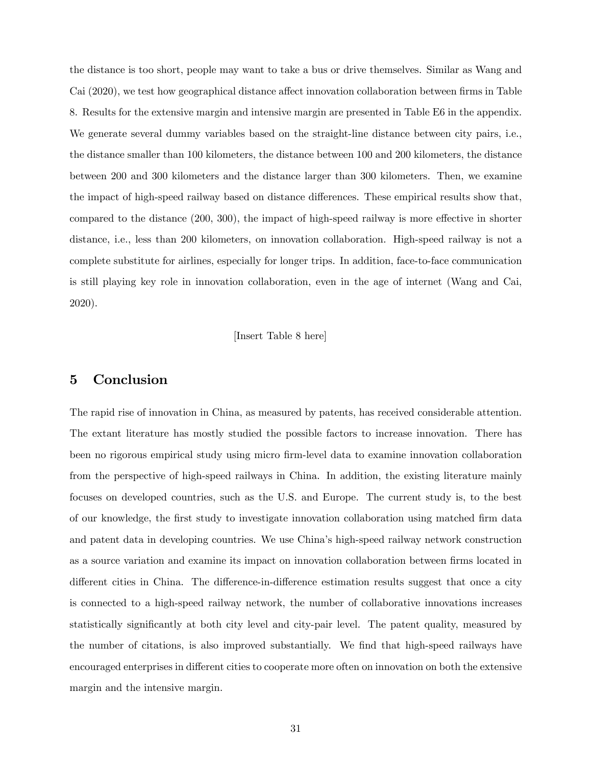the distance is too short, people may want to take a bus or drive themselves. Similar as Wang and Cai (2020), we test how geographical distance affect innovation collaboration between firms in Table 8. Results for the extensive margin and intensive margin are presented in Table E6 in the appendix. We generate several dummy variables based on the straight-line distance between city pairs, i.e., the distance smaller than 100 kilometers, the distance between 100 and 200 kilometers, the distance between 200 and 300 kilometers and the distance larger than 300 kilometers. Then, we examine the impact of high-speed railway based on distance differences. These empirical results show that, compared to the distance (200, 300), the impact of high-speed railway is more effective in shorter distance, i.e., less than 200 kilometers, on innovation collaboration. High-speed railway is not a complete substitute for airlines, especially for longer trips. In addition, face-to-face communication is still playing key role in innovation collaboration, even in the age of internet (Wang and Cai, 2020).

[Insert Table 8 here]

## 5 Conclusion

The rapid rise of innovation in China, as measured by patents, has received considerable attention. The extant literature has mostly studied the possible factors to increase innovation. There has been no rigorous empirical study using micro firm-level data to examine innovation collaboration from the perspective of high-speed railways in China. In addition, the existing literature mainly focuses on developed countries, such as the U.S. and Europe. The current study is, to the best of our knowledge, the first study to investigate innovation collaboration using matched firm data and patent data in developing countries. We use China's high-speed railway network construction as a source variation and examine its impact on innovation collaboration between firms located in different cities in China. The difference-in-difference estimation results suggest that once a city is connected to a high-speed railway network, the number of collaborative innovations increases statistically significantly at both city level and city-pair level. The patent quality, measured by the number of citations, is also improved substantially. We find that high-speed railways have encouraged enterprises in different cities to cooperate more often on innovation on both the extensive margin and the intensive margin.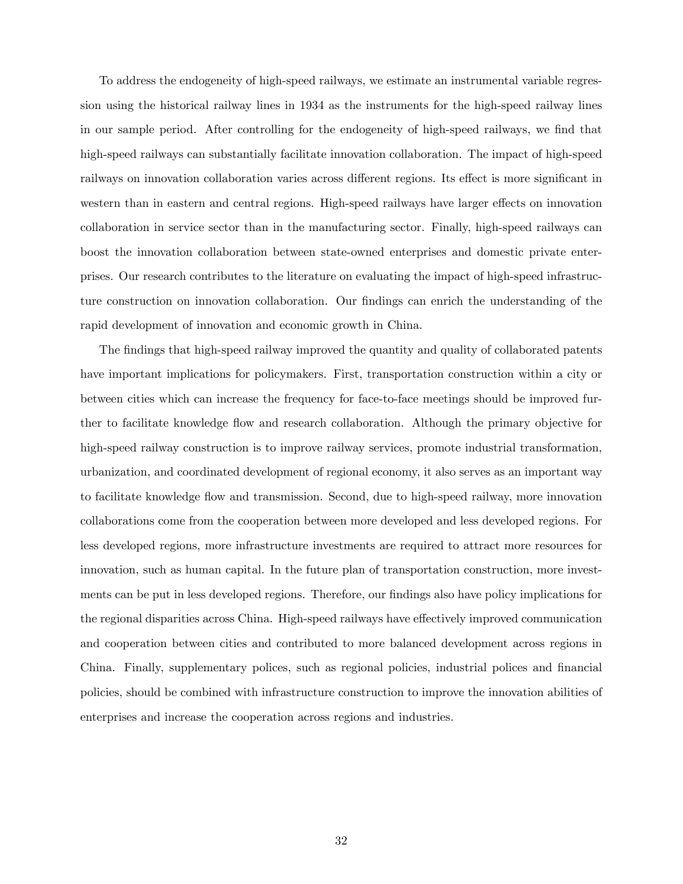To address the endogeneity of high-speed railways, we estimate an instrumental variable regression using the historical railway lines in 1934 as the instruments for the high-speed railway lines in our sample period. After controlling for the endogeneity of high-speed railways, we find that high-speed railways can substantially facilitate innovation collaboration. The impact of high-speed railways on innovation collaboration varies across different regions. Its effect is more significant in western than in eastern and central regions. High-speed railways have larger effects on innovation collaboration in service sector than in the manufacturing sector. Finally, high-speed railways can boost the innovation collaboration between state-owned enterprises and domestic private enterprises. Our research contributes to the literature on evaluating the impact of high-speed infrastructure construction on innovation collaboration. Our findings can enrich the understanding of the rapid development of innovation and economic growth in China.

The findings that high-speed railway improved the quantity and quality of collaborated patents have important implications for policymakers. First, transportation construction within a city or between cities which can increase the frequency for face-to-face meetings should be improved further to facilitate knowledge flow and research collaboration. Although the primary objective for high-speed railway construction is to improve railway services, promote industrial transformation, urbanization, and coordinated development of regional economy, it also serves as an important way to facilitate knowledge flow and transmission. Second, due to high-speed railway, more innovation collaborations come from the cooperation between more developed and less developed regions. For less developed regions, more infrastructure investments are required to attract more resources for innovation, such as human capital. In the future plan of transportation construction, more investments can be put in less developed regions. Therefore, our findings also have policy implications for the regional disparities across China. High-speed railways have effectively improved communication and cooperation between cities and contributed to more balanced development across regions in China. Finally, supplementary polices, such as regional policies, industrial polices and financial policies, should be combined with infrastructure construction to improve the innovation abilities of enterprises and increase the cooperation across regions and industries.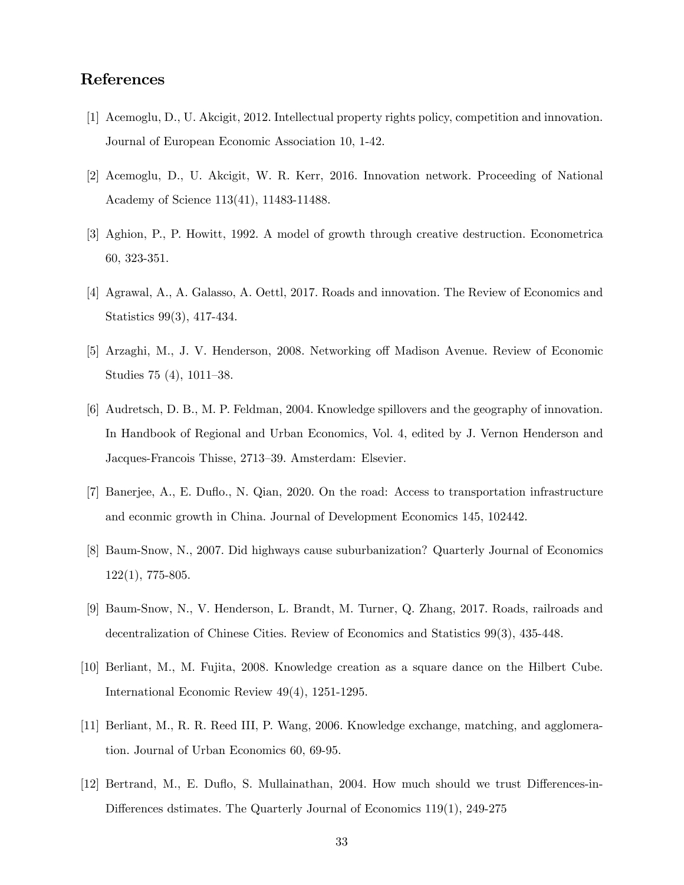## References

[1] Acemoglu, D., U. Akcigit, 2012. Intellectual property rights policy, competition and innovation. Journal of European Economic Association 10, 1-42.

[2] Acemoglu, D., U. Akcigit, W. R. Kerr, 2016. Innovation network. Proceeding of National Academy of Science 113(41), 11483-11488.

[3] Aghion, P., P. Howitt, 1992. A model of growth through creative destruction. Econometrica 60, 323-351.

[4] Agrawal, A., A. Galasso, A. Oettl, 2017. Roads and innovation. The Review of Economics and Statistics 99(3), 417-434.

[5] Arzaghi, M., J. V. Henderson, 2008. Networking off Madison Avenue. Review of Economic Studies 75 (4), 1011–38.

[6] Audretsch, D. B., M. P. Feldman, 2004. Knowledge spillovers and the geography of innovation. In Handbook of Regional and Urban Economics, Vol. 4, edited by J. Vernon Henderson and Jacques-Francois Thisse, 2713–39. Amsterdam: Elsevier.

[7] Banerjee, A., E. Duflo., N. Qian, 2020. On the road: Access to transportation infrastructure and econmic growth in China. Journal of Development Economics 145, 102442.

[8] Baum-Snow, N., 2007. Did highways cause suburbanization? Quarterly Journal of Economics 122(1), 775-805.

[9] Baum-Snow, N., V. Henderson, L. Brandt, M. Turner, Q. Zhang, 2017. Roads, railroads and decentralization of Chinese Cities. Review of Economics and Statistics 99(3), 435-448.

[10] Berliant, M., M. Fujita, 2008. Knowledge creation as a square dance on the Hilbert Cube. International Economic Review 49(4), 1251-1295.

[11] Berliant, M., R. R. Reed III, P. Wang, 2006. Knowledge exchange, matching, and agglomeration. Journal of Urban Economics 60, 69-95.

[12] Bertrand, M., E. Duflo, S. Mullainathan, 2004. How much should we trust Differences-in-Differences dstimates. The Quarterly Journal of Economics 119(1), 249-275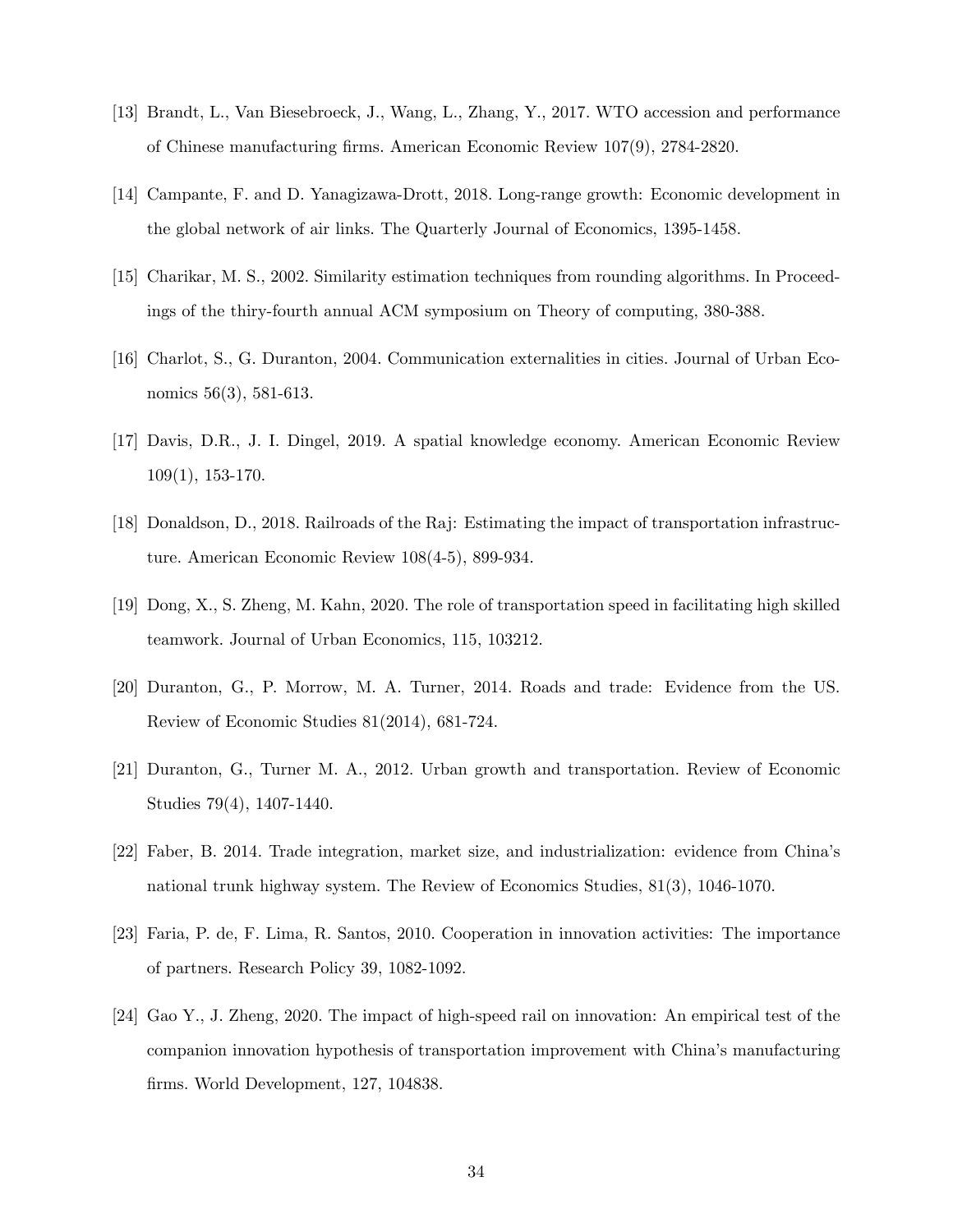[13] Brandt, L., Van Biesebroeck, J., Wang, L., Zhang, Y., 2017. WTO accession and performance of Chinese manufacturing firms. American Economic Review 107(9), 2784-2820.

[14] Campante, F. and D. Yanagizawa-Drott, 2018. Long-range growth: Economic development in the global network of air links. The Quarterly Journal of Economics, 1395-1458.

[15] Charikar, M. S., 2002. Similarity estimation techniques from rounding algorithms. In Proceedings of the thiry-fourth annual ACM symposium on Theory of computing, 380-388.

[16] Charlot, S., G. Duranton, 2004. Communication externalities in cities. Journal of Urban Economics 56(3), 581-613.

[17] Davis, D.R., J. I. Dingel, 2019. A spatial knowledge economy. American Economic Review 109(1), 153-170.

[18] Donaldson, D., 2018. Railroads of the Raj: Estimating the impact of transportation infrastructure. American Economic Review 108(4-5), 899-934.

[19] Dong, X., S. Zheng, M. Kahn, 2020. The role of transportation speed in facilitating high skilled teamwork. Journal of Urban Economics, 115, 103212.

[20] Duranton, G., P. Morrow, M. A. Turner, 2014. Roads and trade: Evidence from the US. Review of Economic Studies 81(2014), 681-724.

[21] Duranton, G., Turner M. A., 2012. Urban growth and transportation. Review of Economic Studies 79(4), 1407-1440.

[22] Faber, B. 2014. Trade integration, market size, and industrialization: evidence from China's national trunk highway system. The Review of Economics Studies, 81(3), 1046-1070.

[23] Faria, P. de, F. Lima, R. Santos, 2010. Cooperation in innovation activities: The importance of partners. Research Policy 39, 1082-1092.

[24] Gao Y., J. Zheng, 2020. The impact of high-speed rail on innovation: An empirical test of the companion innovation hypothesis of transportation improvement with China's manufacturing firms. World Development, 127, 104838.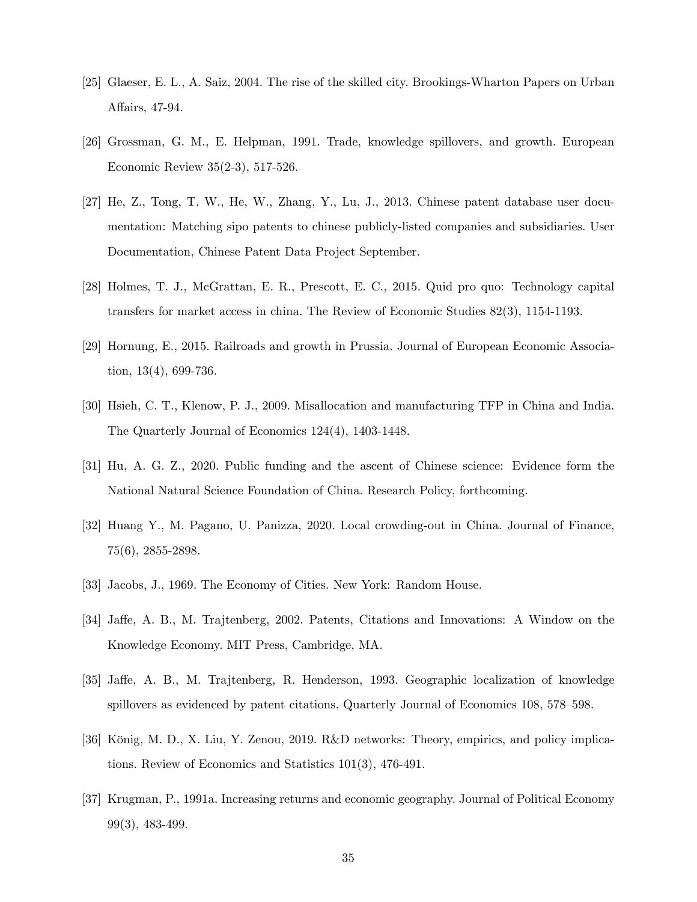[25] Glaeser, E. L., A. Saiz, 2004. The rise of the skilled city. Brookings-Wharton Papers on Urban Affairs, 47-94.

[26] Grossman, G. M., E. Helpman, 1991. Trade, knowledge spillovers, and growth. European Economic Review 35(2-3), 517-526.

[27] He, Z., Tong, T. W., He, W., Zhang, Y., Lu, J., 2013. Chinese patent database user documentation: Matching sipo patents to chinese publicly-listed companies and subsidiaries. User Documentation, Chinese Patent Data Project September.

[28] Holmes, T. J., McGrattan, E. R., Prescott, E. C., 2015. Quid pro quo: Technology capital transfers for market access in china. The Review of Economic Studies 82(3), 1154-1193.

[29] Hornung, E., 2015. Railroads and growth in Prussia. Journal of European Economic Association, 13(4), 699-736.

[30] Hsieh, C. T., Klenow, P. J., 2009. Misallocation and manufacturing TFP in China and India. The Quarterly Journal of Economics 124(4), 1403-1448.

[31] Hu, A. G. Z., 2020. Public funding and the ascent of Chinese science: Evidence form the National Natural Science Foundation of China. Research Policy, forthcoming.

[32] Huang Y., M. Pagano, U. Panizza, 2020. Local crowding-out in China. Journal of Finance, 75(6), 2855-2898.

[33] Jacobs, J., 1969. The Economy of Cities. New York: Random House.

[34] Jaffe, A. B., M. Trajtenberg, 2002. Patents, Citations and Innovations: A Window on the Knowledge Economy. MIT Press, Cambridge, MA.

[35] Jaffe, A. B., M. Trajtenberg, R. Henderson, 1993. Geographic localization of knowledge spillovers as evidenced by patent citations. Quarterly Journal of Economics 108, 578–598.

[36] König, M. D., X. Liu, Y. Zenou, 2019. R&D networks: Theory, empirics, and policy implications. Review of Economics and Statistics 101(3), 476-491.

[37] Krugman, P., 1991a. Increasing returns and economic geography. Journal of Political Economy 99(3), 483-499.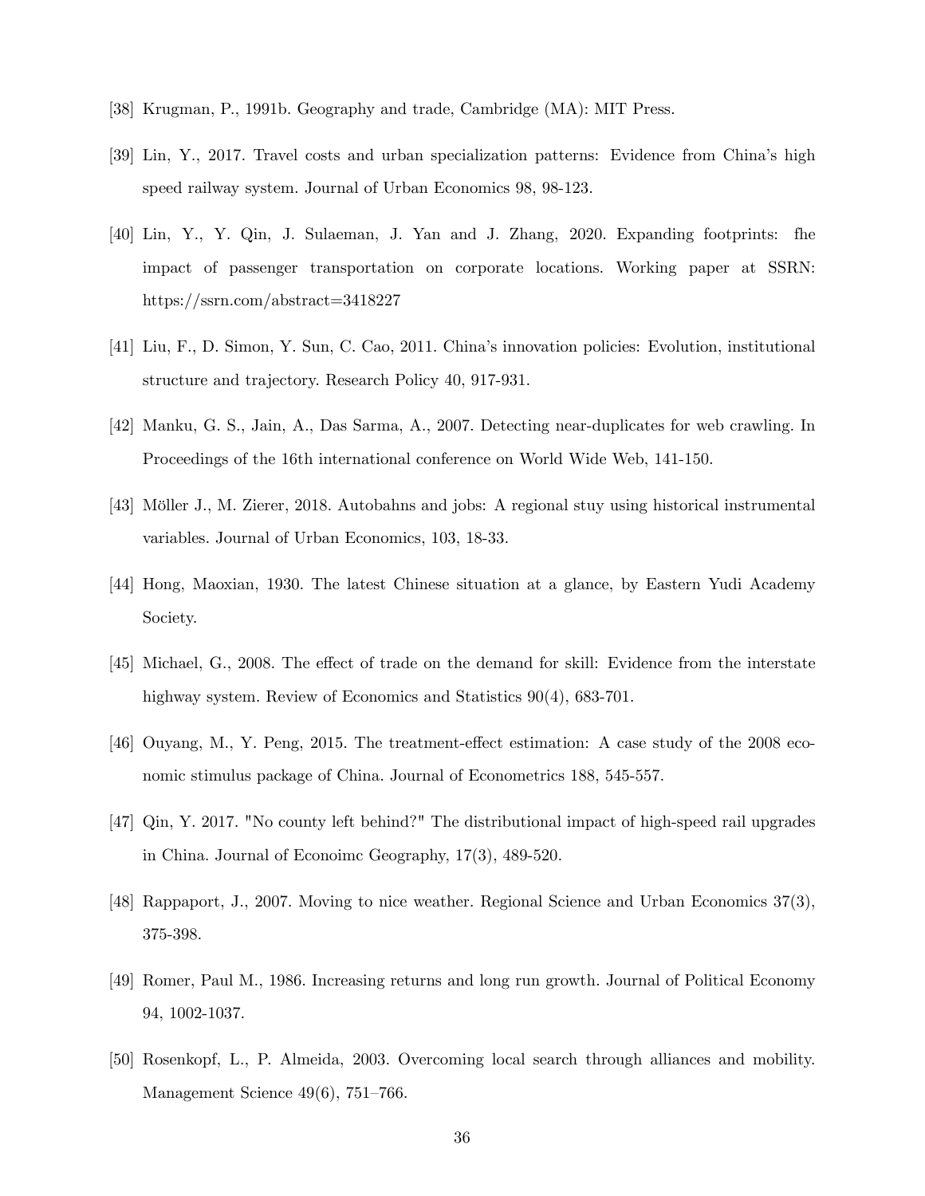[38] Krugman, P., 1991b. Geography and trade, Cambridge (MA): MIT Press.

[39] Lin, Y., 2017. Travel costs and urban specialization patterns: Evidence from China's high speed railway system. Journal of Urban Economics 98, 98-123.

[40] Lin, Y., Y. Qin, J. Sulaeman, J. Yan and J. Zhang, 2020. Expanding footprints: fhe impact of passenger transportation on corporate locations. Working paper at SSRN: https://ssrn.com/abstract=3418227

[41] Liu, F., D. Simon, Y. Sun, C. Cao, 2011. China's innovation policies: Evolution, institutional structure and trajectory. Research Policy 40, 917-931.

[42] Manku, G. S., Jain, A., Das Sarma, A., 2007. Detecting near-duplicates for web crawling. In Proceedings of the 16th international conference on World Wide Web, 141-150.

[43] Möller J., M. Zierer, 2018. Autobahns and jobs: A regional stuy using historical instrumental variables. Journal of Urban Economics, 103, 18-33.

[44] Hong, Maoxian, 1930. The latest Chinese situation at a glance, by Eastern Yudi Academy Society.

[45] Michael, G., 2008. The effect of trade on the demand for skill: Evidence from the interstate highway system. Review of Economics and Statistics 90(4), 683-701.

[46] Ouyang, M., Y. Peng, 2015. The treatment-effect estimation: A case study of the 2008 economic stimulus package of China. Journal of Econometrics 188, 545-557.

[47] Qin, Y. 2017. "No county left behind?" The distributional impact of high-speed rail upgrades in China. Journal of Econoimc Geography, 17(3), 489-520.

[48] Rappaport, J., 2007. Moving to nice weather. Regional Science and Urban Economics 37(3), 375-398.

[49] Romer, Paul M., 1986. Increasing returns and long run growth. Journal of Political Economy 94, 1002-1037.

[50] Rosenkopf, L., P. Almeida, 2003. Overcoming local search through alliances and mobility. Management Science 49(6), 751–766.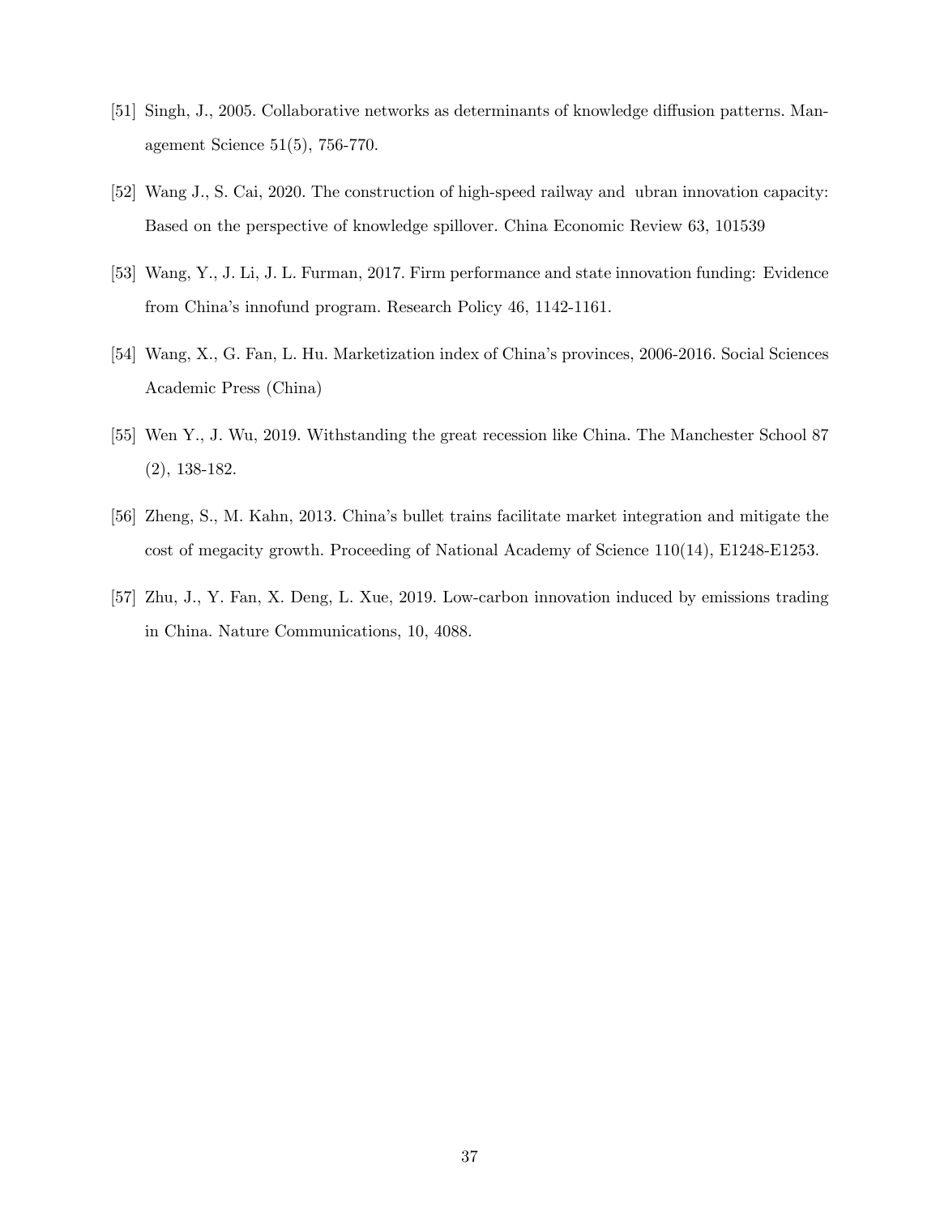[51] Singh, J., 2005. Collaborative networks as determinants of knowledge diffusion patterns. Management Science 51(5), 756-770.

[52] Wang J., S. Cai, 2020. The construction of high-speed railway and ubran innovation capacity: Based on the perspective of knowledge spillover. China Economic Review 63, 101539

[53] Wang, Y., J. Li, J. L. Furman, 2017. Firm performance and state innovation funding: Evidence from China's innofund program. Research Policy 46, 1142-1161.

[54] Wang, X., G. Fan, L. Hu. Marketization index of China's provinces, 2006-2016. Social Sciences Academic Press (China)

[55] Wen Y., J. Wu, 2019. Withstanding the great recession like China. The Manchester School 87 (2), 138-182.

[56] Zheng, S., M. Kahn, 2013. China's bullet trains facilitate market integration and mitigate the cost of megacity growth. Proceeding of National Academy of Science 110(14), E1248-E1253.

[57] Zhu, J., Y. Fan, X. Deng, L. Xue, 2019. Low-carbon innovation induced by emissions trading in China. Nature Communications, 10, 4088.